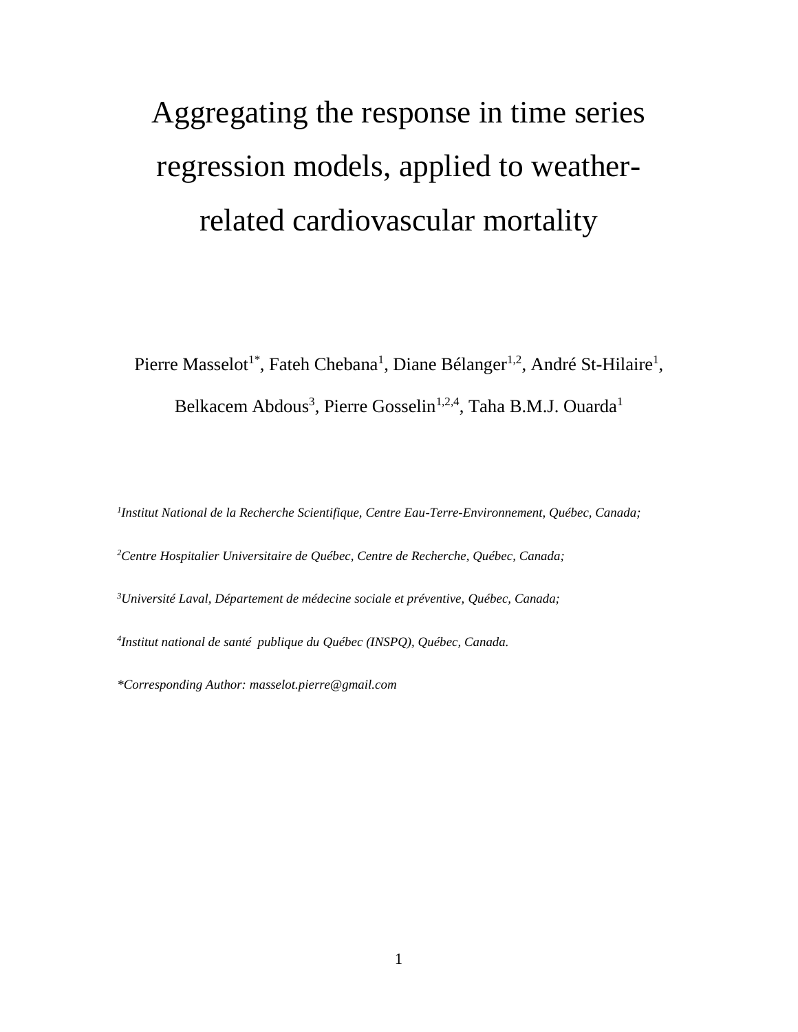# Aggregating the response in time series regression models, applied to weather-related cardiovascular mortality

Pierre Masselot[1*], Fateh Chebana[1], Diane Bélanger[1,2], André St-Hilaire[1], Belkacem Abdous[3], Pierre Gosselin[1,2,4], Taha B.M.J. Ouarda[1]

*[1]Institut National de la Recherche Scientifique, Centre Eau-Terre-Environnement, Québec, Canada;*

*[2]Centre Hospitalier Universitaire de Québec, Centre de Recherche, Québec, Canada;*

*[3]Université Laval, Département de médecine sociale et préventive, Québec, Canada;*

*[4]Institut national de santé publique du Québec (INSPQ), Québec, Canada.*

*\*Corresponding Author: masselot.pierre@gmail.com*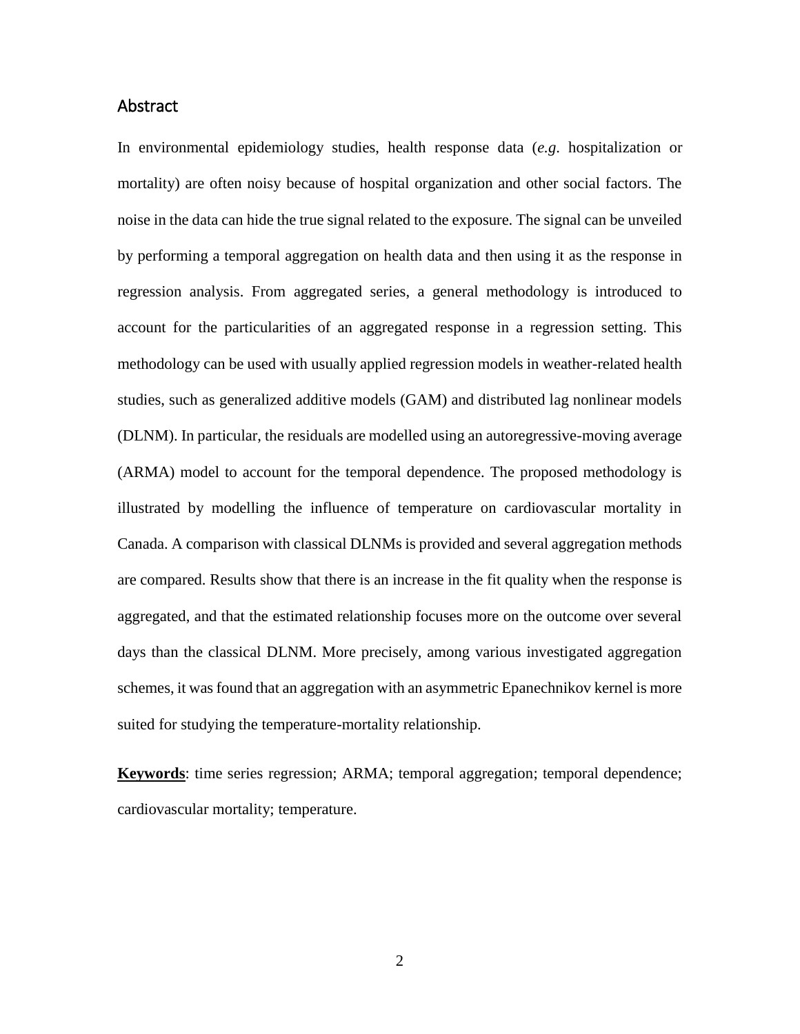## Abstract

In environmental epidemiology studies, health response data (*e.g.* hospitalization or mortality) are often noisy because of hospital organization and other social factors. The noise in the data can hide the true signal related to the exposure. The signal can be unveiled by performing a temporal aggregation on health data and then using it as the response in regression analysis. From aggregated series, a general methodology is introduced to account for the particularities of an aggregated response in a regression setting. This methodology can be used with usually applied regression models in weather-related health studies, such as generalized additive models (GAM) and distributed lag nonlinear models (DLNM). In particular, the residuals are modelled using an autoregressive-moving average (ARMA) model to account for the temporal dependence. The proposed methodology is illustrated by modelling the influence of temperature on cardiovascular mortality in Canada. A comparison with classical DLNMs is provided and several aggregation methods are compared. Results show that there is an increase in the fit quality when the response is aggregated, and that the estimated relationship focuses more on the outcome over several days than the classical DLNM. More precisely, among various investigated aggregation schemes, it was found that an aggregation with an asymmetric Epanechnikov kernel is more suited for studying the temperature-mortality relationship.

**Keywords**: time series regression; ARMA; temporal aggregation; temporal dependence; cardiovascular mortality; temperature.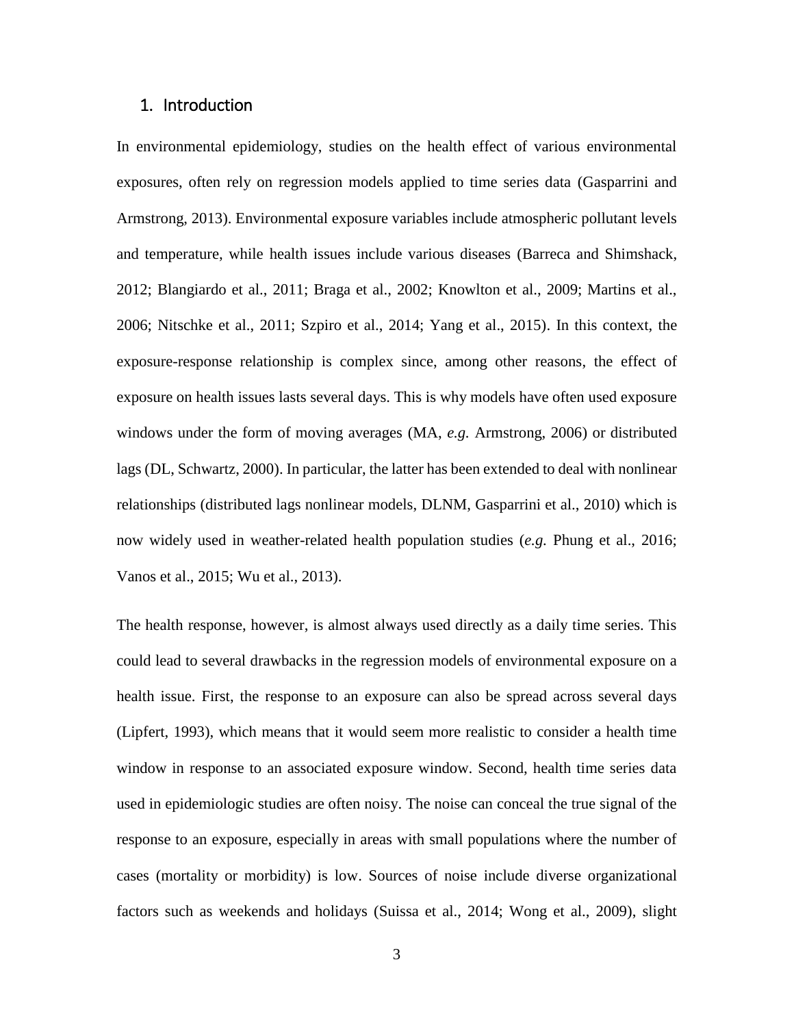## 1. Introduction

In environmental epidemiology, studies on the health effect of various environmental exposures, often rely on regression models applied to time series data (Gasparrini and Armstrong, 2013). Environmental exposure variables include atmospheric pollutant levels and temperature, while health issues include various diseases (Barreca and Shimshack, 2012; Blangiardo et al., 2011; Braga et al., 2002; Knowlton et al., 2009; Martins et al., 2006; Nitschke et al., 2011; Szpiro et al., 2014; Yang et al., 2015). In this context, the exposure-response relationship is complex since, among other reasons, the effect of exposure on health issues lasts several days. This is why models have often used exposure windows under the form of moving averages (MA, *e.g.* Armstrong, 2006) or distributed lags (DL, Schwartz, 2000). In particular, the latter has been extended to deal with nonlinear relationships (distributed lags nonlinear models, DLNM, Gasparrini et al., 2010) which is now widely used in weather-related health population studies (*e.g.* Phung et al., 2016; Vanos et al., 2015; Wu et al., 2013).

The health response, however, is almost always used directly as a daily time series. This could lead to several drawbacks in the regression models of environmental exposure on a health issue. First, the response to an exposure can also be spread across several days (Lipfert, 1993), which means that it would seem more realistic to consider a health time window in response to an associated exposure window. Second, health time series data used in epidemiologic studies are often noisy. The noise can conceal the true signal of the response to an exposure, especially in areas with small populations where the number of cases (mortality or morbidity) is low. Sources of noise include diverse organizational factors such as weekends and holidays (Suissa et al., 2014; Wong et al., 2009), slight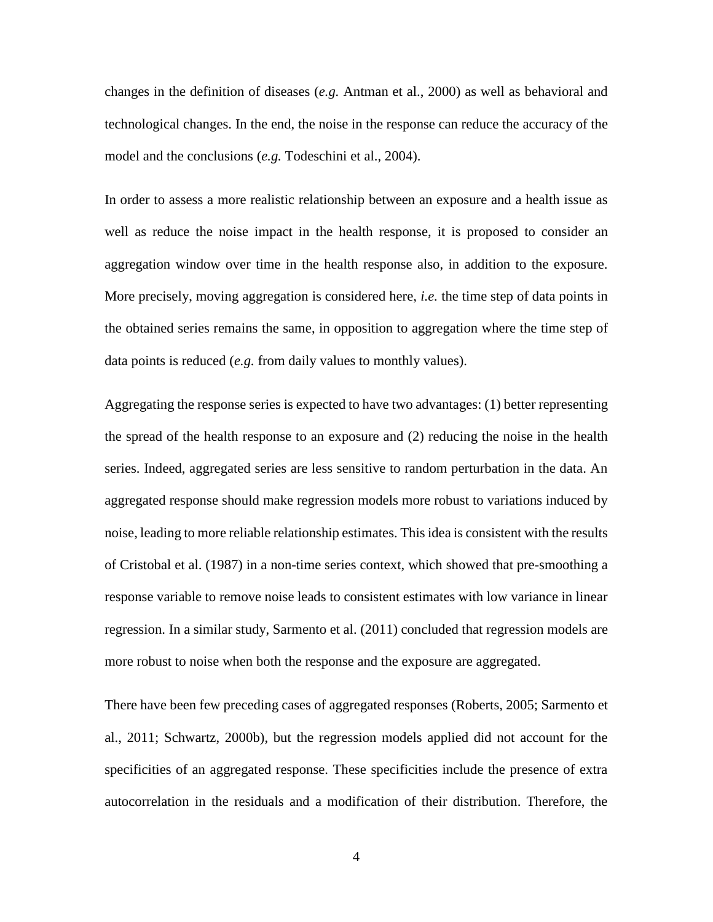changes in the definition of diseases (*e.g.* Antman et al., 2000) as well as behavioral and technological changes. In the end, the noise in the response can reduce the accuracy of the model and the conclusions (*e.g.* Todeschini et al., 2004).

In order to assess a more realistic relationship between an exposure and a health issue as well as reduce the noise impact in the health response, it is proposed to consider an aggregation window over time in the health response also, in addition to the exposure. More precisely, moving aggregation is considered here, *i.e.* the time step of data points in the obtained series remains the same, in opposition to aggregation where the time step of data points is reduced (*e.g.* from daily values to monthly values).

Aggregating the response series is expected to have two advantages: (1) better representing the spread of the health response to an exposure and (2) reducing the noise in the health series. Indeed, aggregated series are less sensitive to random perturbation in the data. An aggregated response should make regression models more robust to variations induced by noise, leading to more reliable relationship estimates. This idea is consistent with the results of Cristobal et al. (1987) in a non-time series context, which showed that pre-smoothing a response variable to remove noise leads to consistent estimates with low variance in linear regression. In a similar study, Sarmento et al. (2011) concluded that regression models are more robust to noise when both the response and the exposure are aggregated.

There have been few preceding cases of aggregated responses (Roberts, 2005; Sarmento et al., 2011; Schwartz, 2000b), but the regression models applied did not account for the specificities of an aggregated response. These specificities include the presence of extra autocorrelation in the residuals and a modification of their distribution. Therefore, the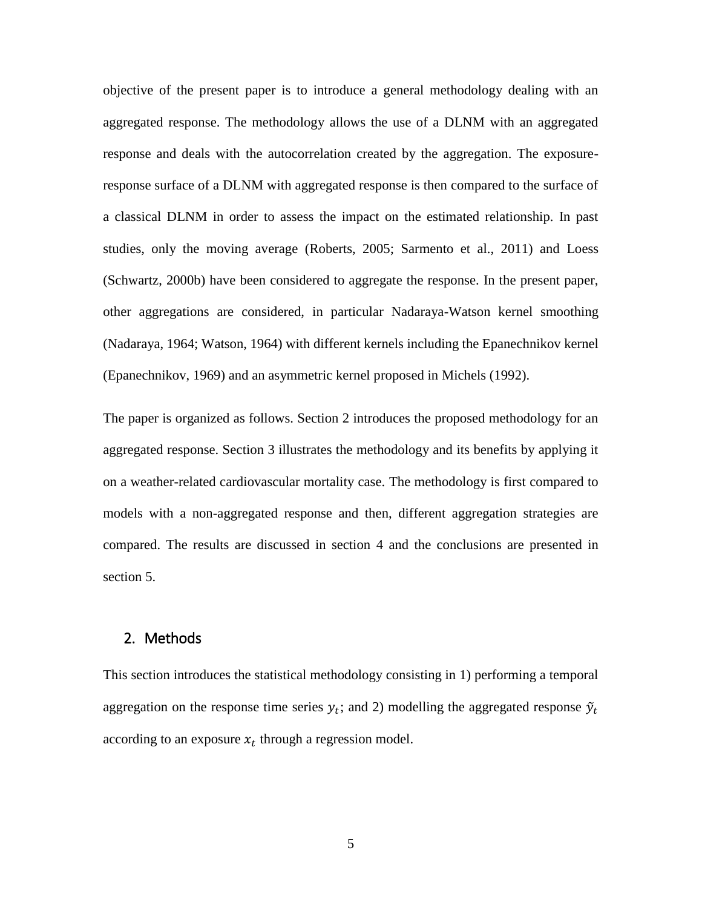objective of the present paper is to introduce a general methodology dealing with an aggregated response. The methodology allows the use of a DLNM with an aggregated response and deals with the autocorrelation created by the aggregation. The exposure-response surface of a DLNM with aggregated response is then compared to the surface of a classical DLNM in order to assess the impact on the estimated relationship. In past studies, only the moving average (Roberts, 2005; Sarmento et al., 2011) and Loess (Schwartz, 2000b) have been considered to aggregate the response. In the present paper, other aggregations are considered, in particular Nadaraya-Watson kernel smoothing (Nadaraya, 1964; Watson, 1964) with different kernels including the Epanechnikov kernel (Epanechnikov, 1969) and an asymmetric kernel proposed in Michels (1992).

The paper is organized as follows. Section 2 introduces the proposed methodology for an aggregated response. Section 3 illustrates the methodology and its benefits by applying it on a weather-related cardiovascular mortality case. The methodology is first compared to models with a non-aggregated response and then, different aggregation strategies are compared. The results are discussed in section 4 and the conclusions are presented in section 5.

## 2. Methods

This section introduces the statistical methodology consisting in 1) performing a temporal aggregation on the response time series $y_t$; and 2) modelling the aggregated response $\tilde{y}_t$ according to an exposure $x_t$ through a regression model.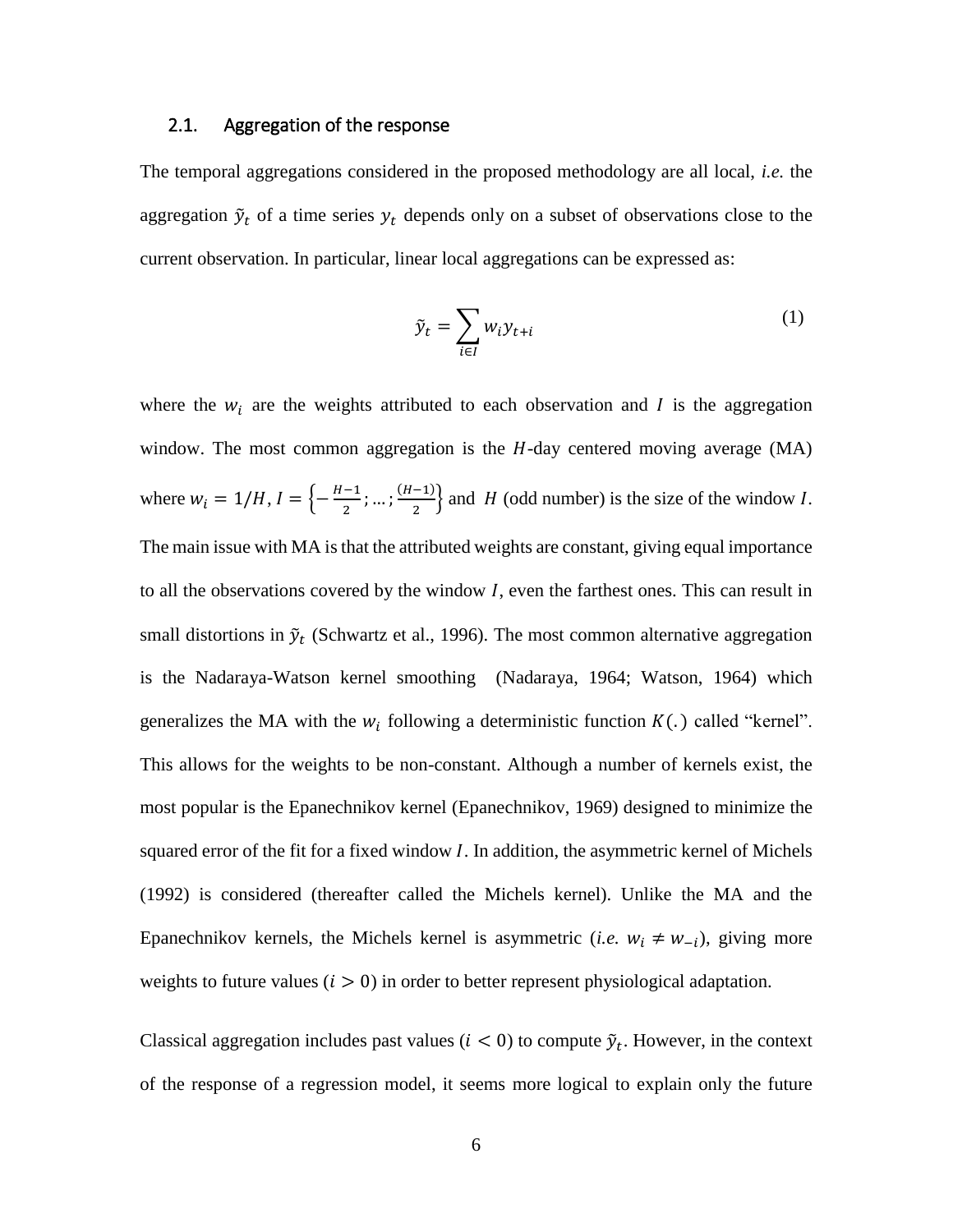### 2.1. Aggregation of the response

The temporal aggregations considered in the proposed methodology are all local, *i.e.* the aggregation $\tilde{y}_t$ of a time series $y_t$ depends only on a subset of observations close to the current observation. In particular, linear local aggregations can be expressed as:

$$\tilde{y}_t = \sum_{i \in I} w_i y_{t+i} \tag{1}$$

where the $w_i$ are the weights attributed to each observation and $I$ is the aggregation window. The most common aggregation is the $H$-day centered moving average (MA) where $w_i = 1/H$, $I = \left\{-\frac{H-1}{2}; \dots ; \frac{(H-1)}{2}\right\}$ and $H$ (odd number) is the size of the window $I$. The main issue with MA is that the attributed weights are constant, giving equal importance to all the observations covered by the window $I$, even the farthest ones. This can result in small distortions in $\tilde{y}_t$ (Schwartz et al., 1996). The most common alternative aggregation is the Nadaraya-Watson kernel smoothing (Nadaraya, 1964; Watson, 1964) which generalizes the MA with the $w_i$ following a deterministic function $K(.)$ called "kernel". This allows for the weights to be non-constant. Although a number of kernels exist, the most popular is the Epanechnikov kernel (Epanechnikov, 1969) designed to minimize the squared error of the fit for a fixed window $I$. In addition, the asymmetric kernel of Michels (1992) is considered (thereafter called the Michels kernel). Unlike the MA and the Epanechnikov kernels, the Michels kernel is asymmetric (*i.e.* $w_i \neq w_{-i}$), giving more weights to future values ($i > 0$) in order to better represent physiological adaptation.

Classical aggregation includes past values ($i < 0$) to compute $\tilde{y}_t$. However, in the context of the response of a regression model, it seems more logical to explain only the future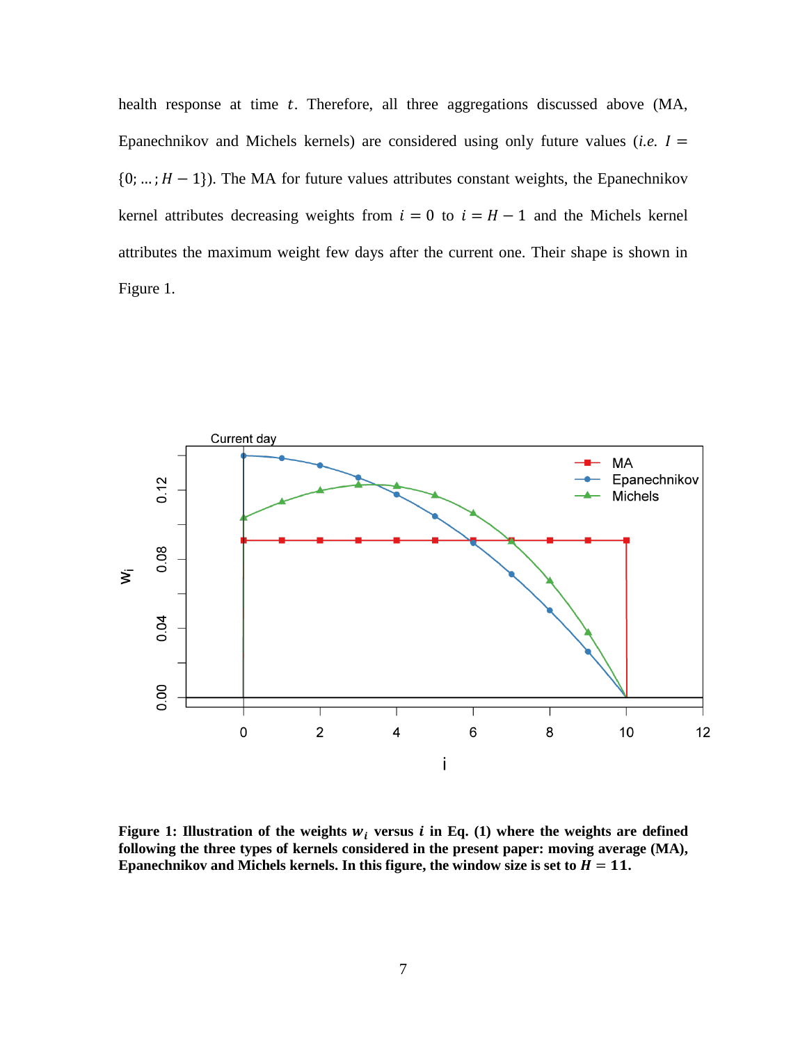health response at time $t$. Therefore, all three aggregations discussed above (MA, Epanechnikov and Michels kernels) are considered using only future values (*i.e.* $I = \{0; \ldots; H-1\}$). The MA for future values attributes constant weights, the Epanechnikov kernel attributes decreasing weights from $i = 0$ to $i = H - 1$ and the Michels kernel attributes the maximum weight few days after the current one. Their shape is shown in Figure 1.

**Figure 1: Illustration of the weights $w_i$ versus $i$ in Eq. (1) where the weights are defined following the three types of kernels considered in the present paper: moving average (MA), Epanechnikov and Michels kernels. In this figure, the window size is set to $H = 11$.**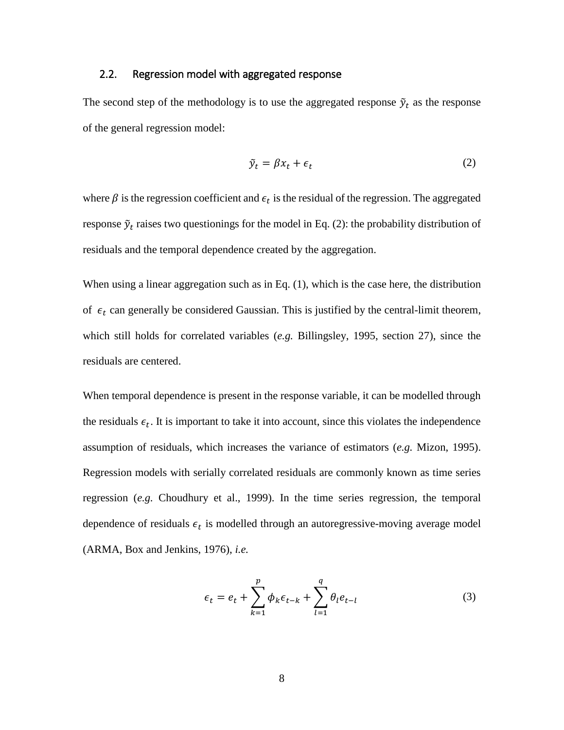### 2.2. Regression model with aggregated response

The second step of the methodology is to use the aggregated response $\tilde{y}_t$ as the response of the general regression model:

$$\tilde{y}_t = \beta x_t + \epsilon_t \tag{2}$$

where $\beta$ is the regression coefficient and $\epsilon_t$ is the residual of the regression. The aggregated response $\tilde{y}_t$ raises two questionings for the model in Eq. (2): the probability distribution of residuals and the temporal dependence created by the aggregation.

When using a linear aggregation such as in Eq. (1), which is the case here, the distribution of $\epsilon_t$ can generally be considered Gaussian. This is justified by the central-limit theorem, which still holds for correlated variables (*e.g.* Billingsley, 1995, section 27), since the residuals are centered.

When temporal dependence is present in the response variable, it can be modelled through the residuals $\epsilon_t$. It is important to take it into account, since this violates the independence assumption of residuals, which increases the variance of estimators (*e.g.* Mizon, 1995). Regression models with serially correlated residuals are commonly known as time series regression (*e.g.* Choudhury et al., 1999). In the time series regression, the temporal dependence of residuals $\epsilon_t$ is modelled through an autoregressive-moving average model (ARMA, Box and Jenkins, 1976), *i.e.*

$$\epsilon_t = e_t + \sum_{k=1}^{p} \phi_k \epsilon_{t-k} + \sum_{l=1}^{q} \theta_l e_{t-l} \tag{3}$$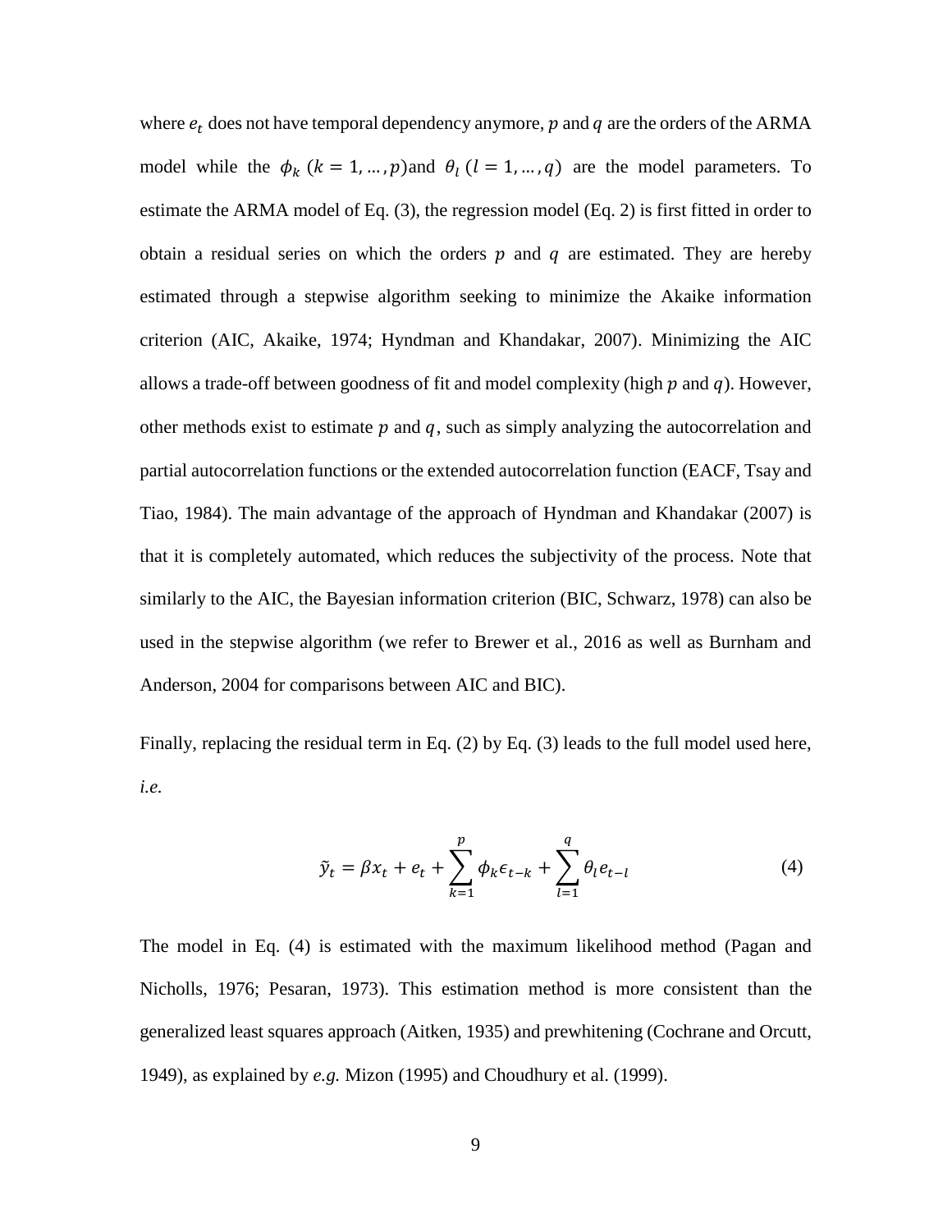where $e_t$ does not have temporal dependency anymore, $p$ and $q$ are the orders of the ARMA model while the $\phi_k$ $(k = 1, \dots, p)$and $\theta_l$ $(l = 1, \dots, q)$ are the model parameters. To estimate the ARMA model of Eq. (3), the regression model (Eq. 2) is first fitted in order to obtain a residual series on which the orders $p$ and $q$ are estimated. They are hereby estimated through a stepwise algorithm seeking to minimize the Akaike information criterion (AIC, Akaike, 1974; Hyndman and Khandakar, 2007). Minimizing the AIC allows a trade-off between goodness of fit and model complexity (high $p$ and $q$). However, other methods exist to estimate $p$ and $q$, such as simply analyzing the autocorrelation and partial autocorrelation functions or the extended autocorrelation function (EACF, Tsay and Tiao, 1984). The main advantage of the approach of Hyndman and Khandakar (2007) is that it is completely automated, which reduces the subjectivity of the process. Note that similarly to the AIC, the Bayesian information criterion (BIC, Schwarz, 1978) can also be used in the stepwise algorithm (we refer to Brewer et al., 2016 as well as Burnham and Anderson, 2004 for comparisons between AIC and BIC).

Finally, replacing the residual term in Eq. (2) by Eq. (3) leads to the full model used here, *i.e.*

$$\tilde{y}_t = \beta x_t + e_t + \sum_{k=1}^{p} \phi_k \epsilon_{t-k} + \sum_{l=1}^{q} \theta_l e_{t-l} \quad (4)$$

The model in Eq. (4) is estimated with the maximum likelihood method (Pagan and Nicholls, 1976; Pesaran, 1973). This estimation method is more consistent than the generalized least squares approach (Aitken, 1935) and prewhitening (Cochrane and Orcutt, 1949), as explained by *e.g.* Mizon (1995) and Choudhury et al. (1999).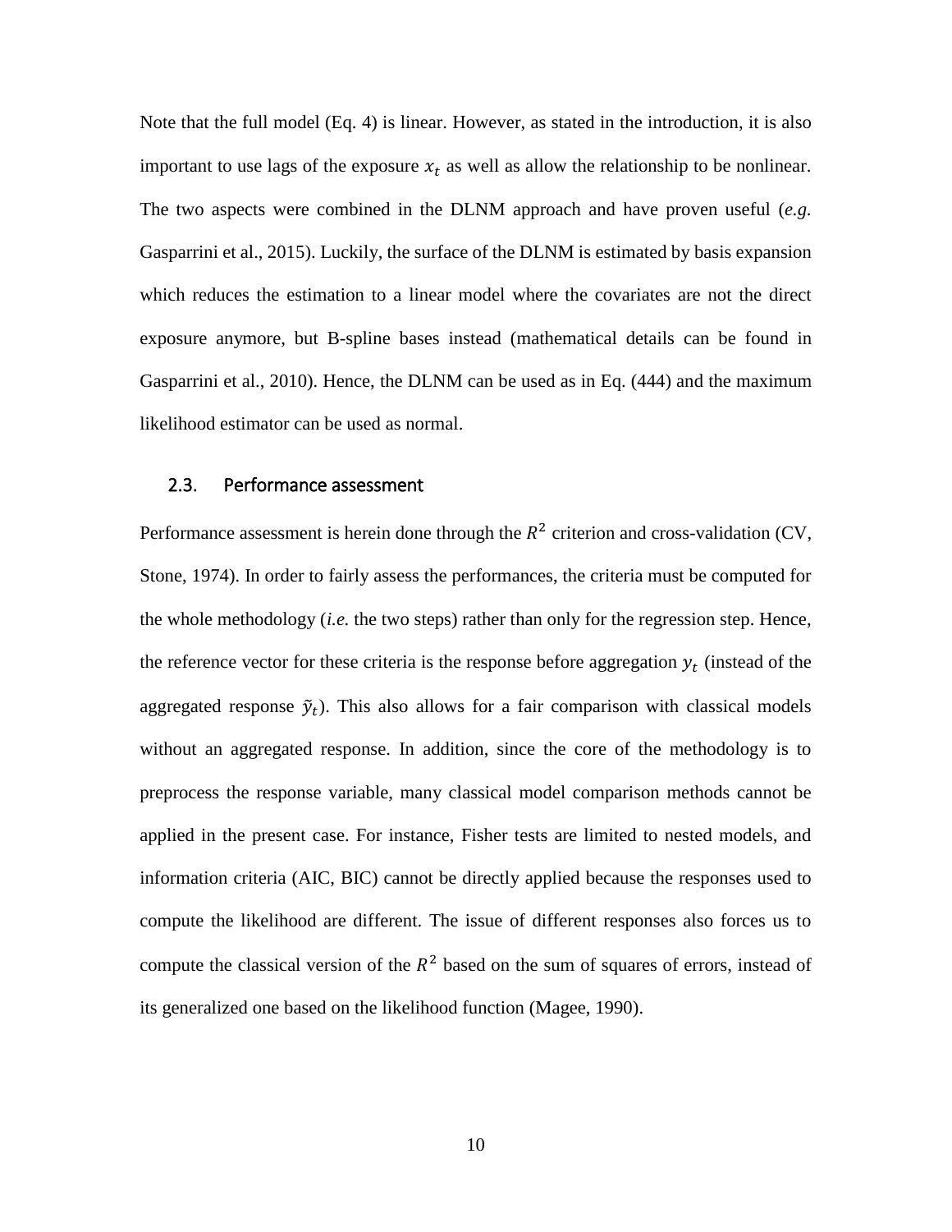Note that the full model (Eq. 4) is linear. However, as stated in the introduction, it is also important to use lags of the exposure $x_t$ as well as allow the relationship to be nonlinear. The two aspects were combined in the DLNM approach and have proven useful (*e.g.* Gasparrini et al., 2015). Luckily, the surface of the DLNM is estimated by basis expansion which reduces the estimation to a linear model where the covariates are not the direct exposure anymore, but B-spline bases instead (mathematical details can be found in Gasparrini et al., 2010). Hence, the DLNM can be used as in Eq. (444) and the maximum likelihood estimator can be used as normal.

### 2.3. Performance assessment

Performance assessment is herein done through the $R^2$ criterion and cross-validation (CV, Stone, 1974). In order to fairly assess the performances, the criteria must be computed for the whole methodology (*i.e.* the two steps) rather than only for the regression step. Hence, the reference vector for these criteria is the response before aggregation $y_t$ (instead of the aggregated response $\tilde{y}_t$). This also allows for a fair comparison with classical models without an aggregated response. In addition, since the core of the methodology is to preprocess the response variable, many classical model comparison methods cannot be applied in the present case. For instance, Fisher tests are limited to nested models, and information criteria (AIC, BIC) cannot be directly applied because the responses used to compute the likelihood are different. The issue of different responses also forces us to compute the classical version of the $R^2$ based on the sum of squares of errors, instead of its generalized one based on the likelihood function (Magee, 1990).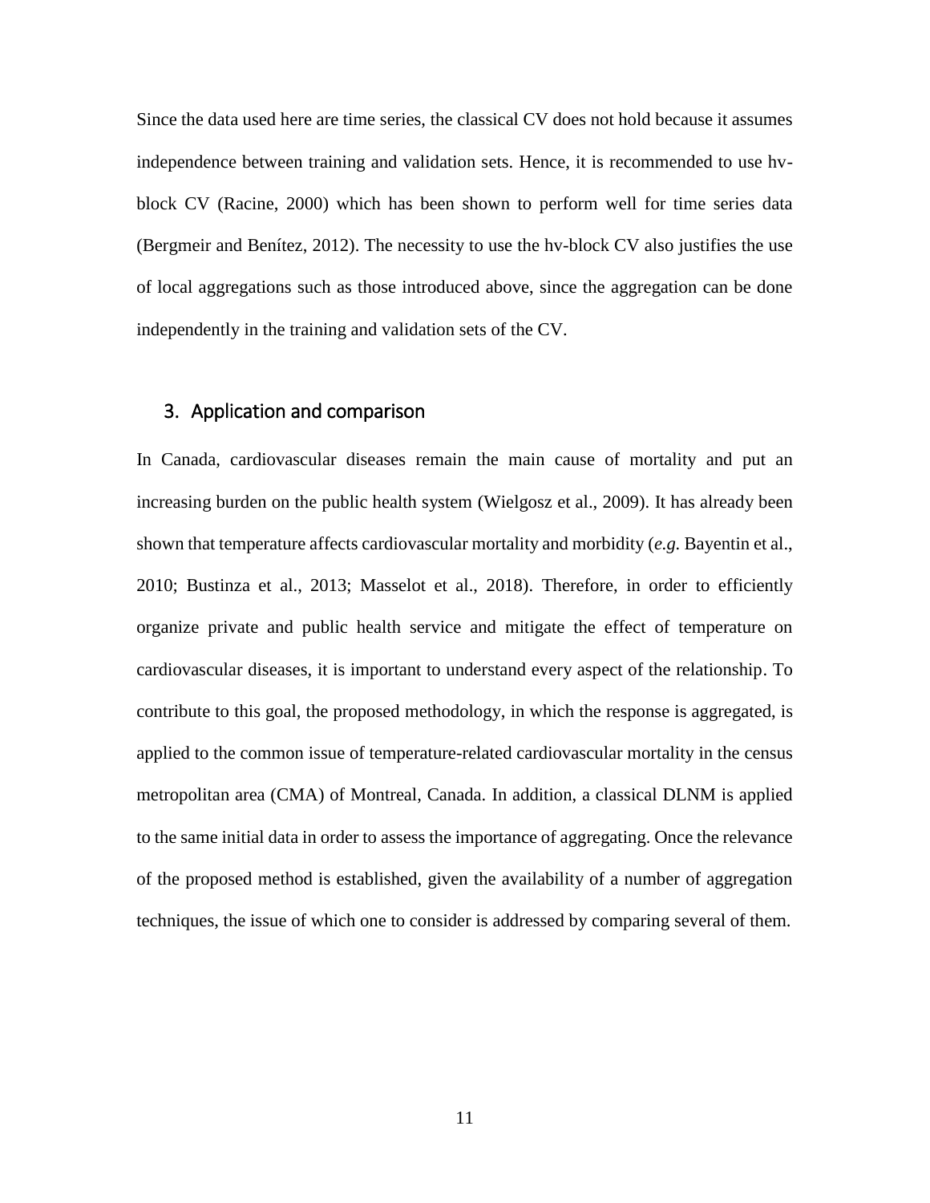Since the data used here are time series, the classical CV does not hold because it assumes independence between training and validation sets. Hence, it is recommended to use hv-block CV (Racine, 2000) which has been shown to perform well for time series data (Bergmeir and Benítez, 2012). The necessity to use the hv-block CV also justifies the use of local aggregations such as those introduced above, since the aggregation can be done independently in the training and validation sets of the CV.

## 3. Application and comparison

In Canada, cardiovascular diseases remain the main cause of mortality and put an increasing burden on the public health system (Wielgosz et al., 2009). It has already been shown that temperature affects cardiovascular mortality and morbidity (*e.g.* Bayentin et al., 2010; Bustinza et al., 2013; Masselot et al., 2018). Therefore, in order to efficiently organize private and public health service and mitigate the effect of temperature on cardiovascular diseases, it is important to understand every aspect of the relationship. To contribute to this goal, the proposed methodology, in which the response is aggregated, is applied to the common issue of temperature-related cardiovascular mortality in the census metropolitan area (CMA) of Montreal, Canada. In addition, a classical DLNM is applied to the same initial data in order to assess the importance of aggregating. Once the relevance of the proposed method is established, given the availability of a number of aggregation techniques, the issue of which one to consider is addressed by comparing several of them.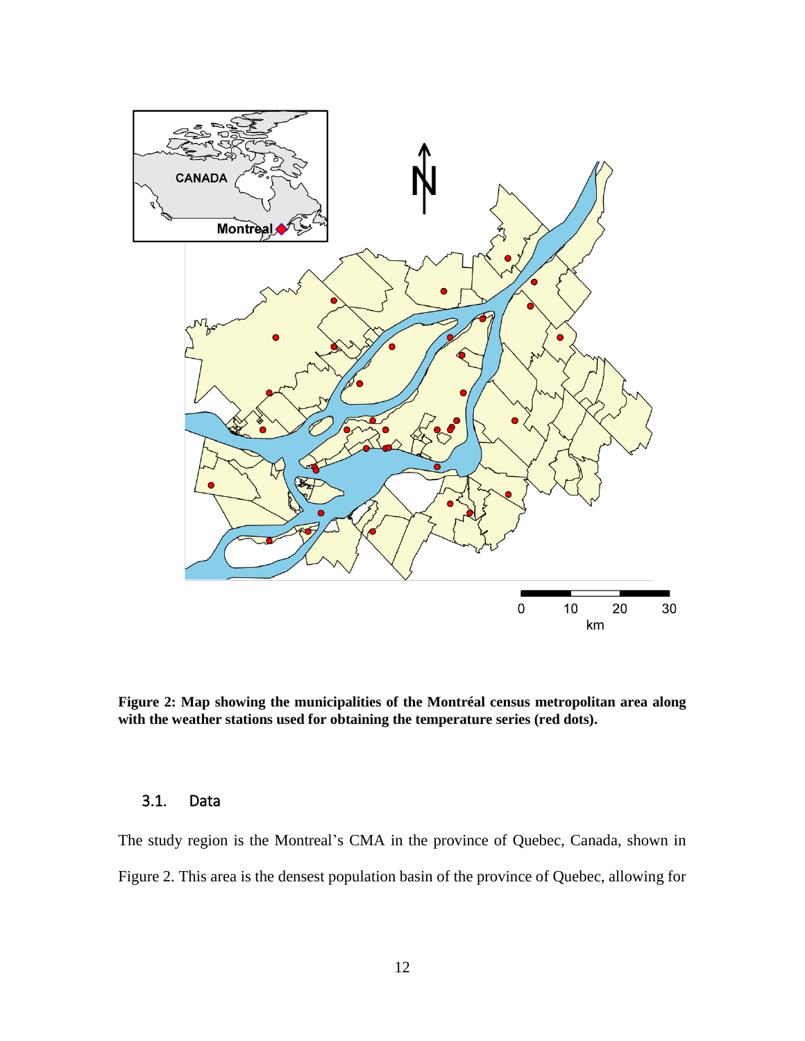**Figure 2: Map showing the municipalities of the Montréal census metropolitan area along with the weather stations used for obtaining the temperature series (red dots).**

## 3.1. Data

The study region is the Montreal's CMA in the province of Quebec, Canada, shown in Figure 2. This area is the densest population basin of the province of Quebec, allowing for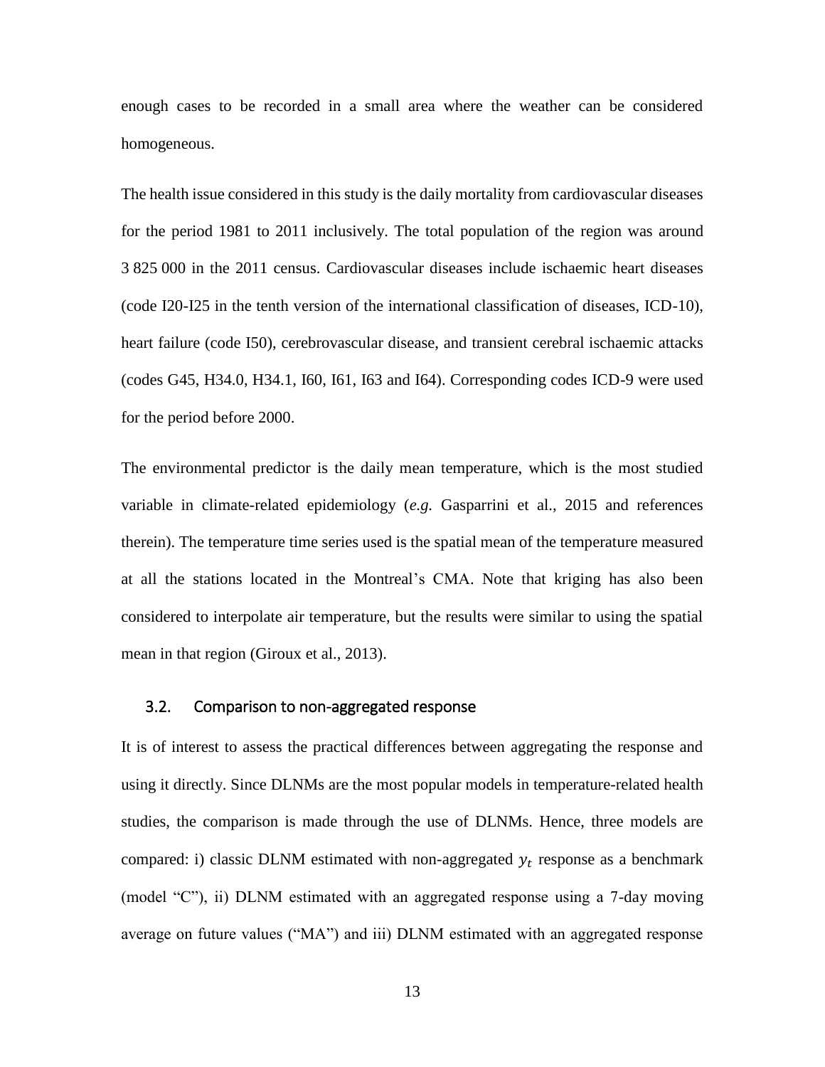enough cases to be recorded in a small area where the weather can be considered homogeneous.

The health issue considered in this study is the daily mortality from cardiovascular diseases for the period 1981 to 2011 inclusively. The total population of the region was around 3 825 000 in the 2011 census. Cardiovascular diseases include ischaemic heart diseases (code I20-I25 in the tenth version of the international classification of diseases, ICD-10), heart failure (code I50), cerebrovascular disease, and transient cerebral ischaemic attacks (codes G45, H34.0, H34.1, I60, I61, I63 and I64). Corresponding codes ICD-9 were used for the period before 2000.

The environmental predictor is the daily mean temperature, which is the most studied variable in climate-related epidemiology (*e.g.* Gasparrini et al., 2015 and references therein). The temperature time series used is the spatial mean of the temperature measured at all the stations located in the Montreal's CMA. Note that kriging has also been considered to interpolate air temperature, but the results were similar to using the spatial mean in that region (Giroux et al., 2013).

### 3.2. Comparison to non-aggregated response

It is of interest to assess the practical differences between aggregating the response and using it directly. Since DLNMs are the most popular models in temperature-related health studies, the comparison is made through the use of DLNMs. Hence, three models are compared: i) classic DLNM estimated with non-aggregated $y_t$ response as a benchmark (model "C"), ii) DLNM estimated with an aggregated response using a 7-day moving average on future values ("MA") and iii) DLNM estimated with an aggregated response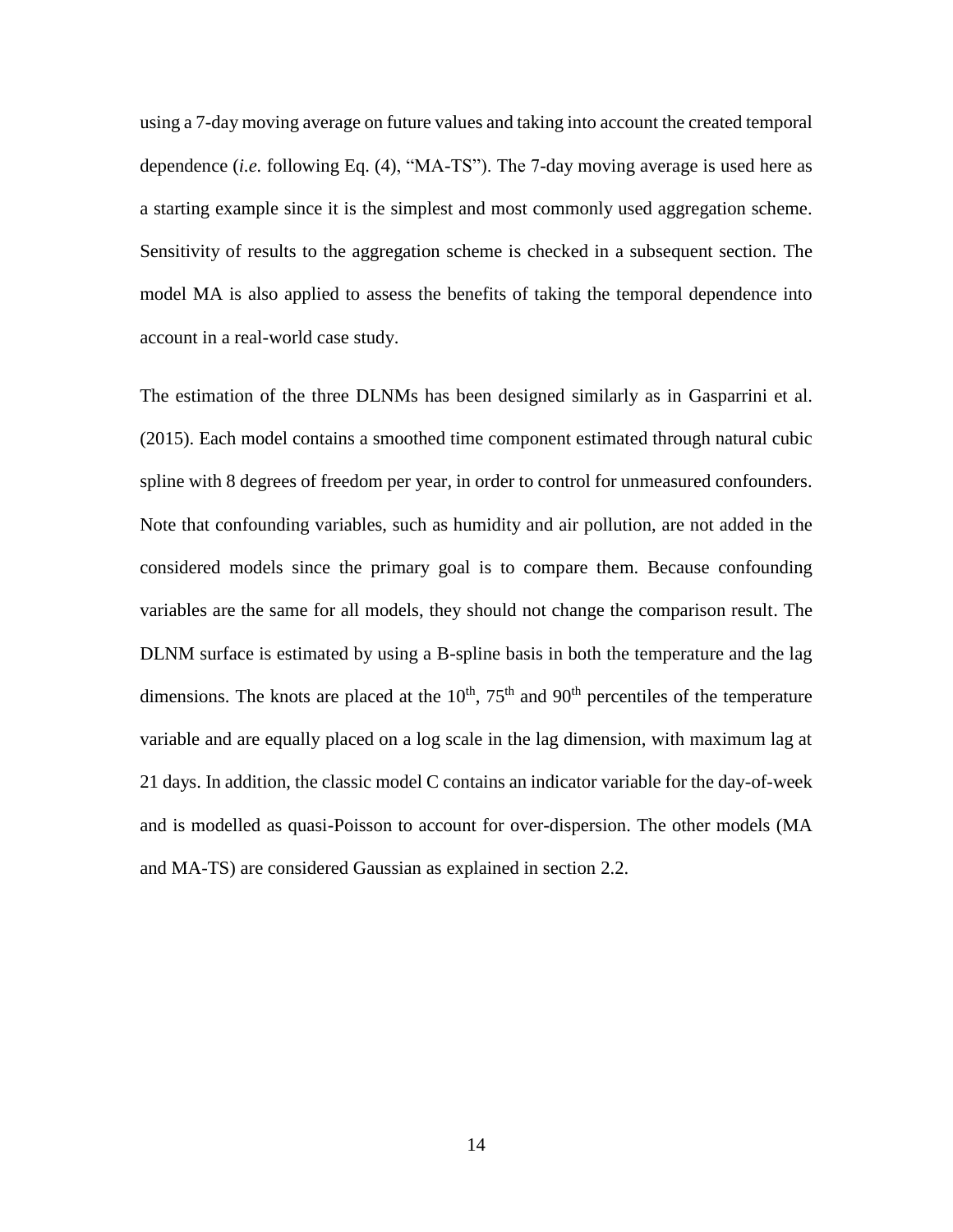using a 7-day moving average on future values and taking into account the created temporal dependence (*i.e.* following Eq. (4), "MA-TS"). The 7-day moving average is used here as a starting example since it is the simplest and most commonly used aggregation scheme. Sensitivity of results to the aggregation scheme is checked in a subsequent section. The model MA is also applied to assess the benefits of taking the temporal dependence into account in a real-world case study.

The estimation of the three DLNMs has been designed similarly as in Gasparrini et al. (2015). Each model contains a smoothed time component estimated through natural cubic spline with 8 degrees of freedom per year, in order to control for unmeasured confounders. Note that confounding variables, such as humidity and air pollution, are not added in the considered models since the primary goal is to compare them. Because confounding variables are the same for all models, they should not change the comparison result. The DLNM surface is estimated by using a B-spline basis in both the temperature and the lag dimensions. The knots are placed at the $10^{th}$, $75^{th}$ and $90^{th}$ percentiles of the temperature variable and are equally placed on a log scale in the lag dimension, with maximum lag at 21 days. In addition, the classic model C contains an indicator variable for the day-of-week and is modelled as quasi-Poisson to account for over-dispersion. The other models (MA and MA-TS) are considered Gaussian as explained in section 2.2.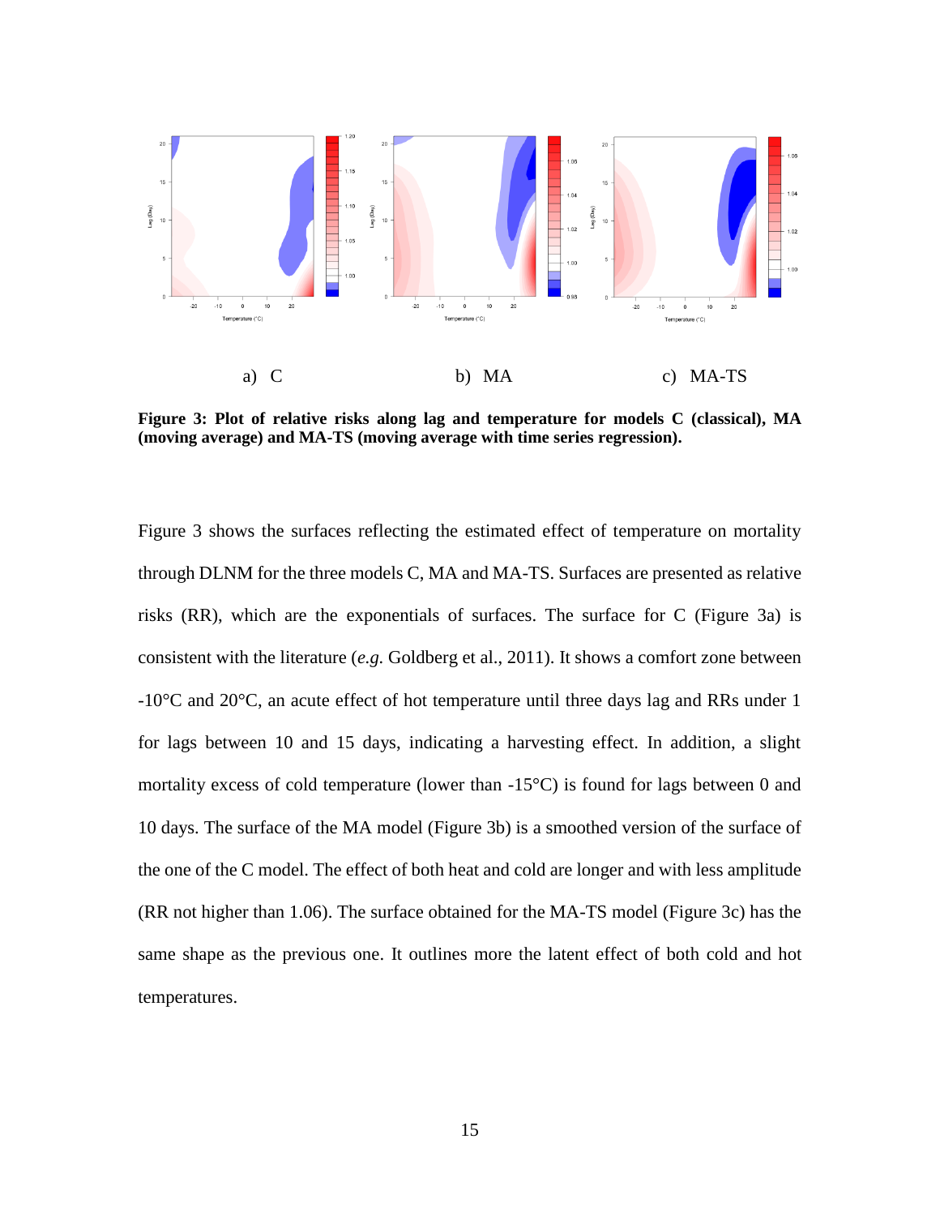a) C    b) MA    c) MA-TS

**Figure 3: Plot of relative risks along lag and temperature for models C (classical), MA (moving average) and MA-TS (moving average with time series regression).**

Figure 3 shows the surfaces reflecting the estimated effect of temperature on mortality through DLNM for the three models C, MA and MA-TS. Surfaces are presented as relative risks (RR), which are the exponentials of surfaces. The surface for C (Figure 3a) is consistent with the literature (*e.g.* Goldberg et al., 2011). It shows a comfort zone between -10°C and 20°C, an acute effect of hot temperature until three days lag and RRs under 1 for lags between 10 and 15 days, indicating a harvesting effect. In addition, a slight mortality excess of cold temperature (lower than -15°C) is found for lags between 0 and 10 days. The surface of the MA model (Figure 3b) is a smoothed version of the surface of the one of the C model. The effect of both heat and cold are longer and with less amplitude (RR not higher than 1.06). The surface obtained for the MA-TS model (Figure 3c) has the same shape as the previous one. It outlines more the latent effect of both cold and hot temperatures.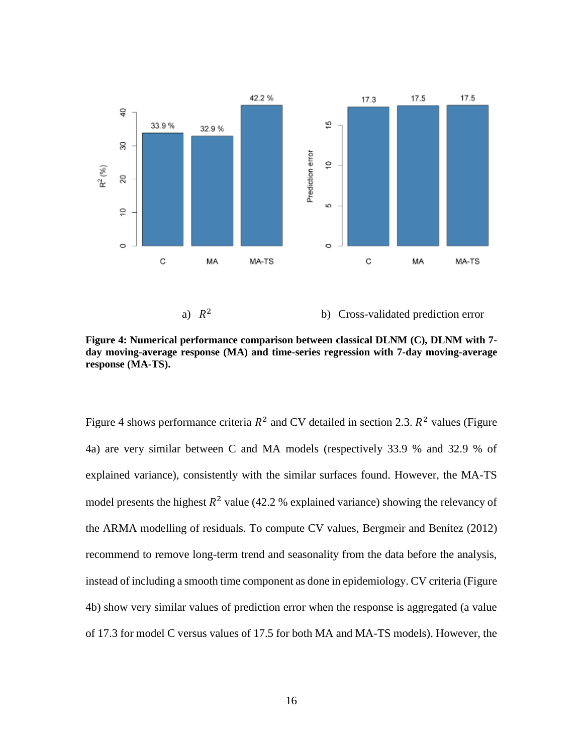a) $R^2$ b) Cross-validated prediction error

**Figure 4: Numerical performance comparison between classical DLNM (C), DLNM with 7-day moving-average response (MA) and time-series regression with 7-day moving-average response (MA-TS).**

Figure 4 shows performance criteria $R^2$ and CV detailed in section 2.3. $R^2$ values (Figure 4a) are very similar between C and MA models (respectively 33.9 % and 32.9 % of explained variance), consistently with the similar surfaces found. However, the MA-TS model presents the highest $R^2$ value (42.2 % explained variance) showing the relevancy of the ARMA modelling of residuals. To compute CV values, Bergmeir and Benítez (2012) recommend to remove long-term trend and seasonality from the data before the analysis, instead of including a smooth time component as done in epidemiology. CV criteria (Figure 4b) show very similar values of prediction error when the response is aggregated (a value of 17.3 for model C versus values of 17.5 for both MA and MA-TS models). However, the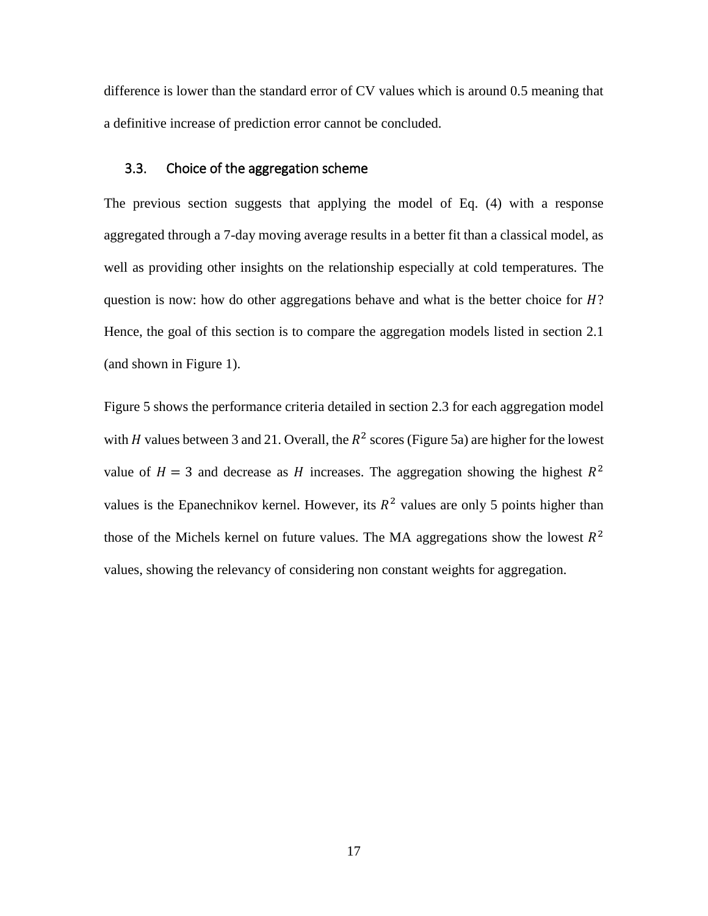difference is lower than the standard error of CV values which is around 0.5 meaning that a definitive increase of prediction error cannot be concluded.

### 3.3. Choice of the aggregation scheme

The previous section suggests that applying the model of Eq. (4) with a response aggregated through a 7-day moving average results in a better fit than a classical model, as well as providing other insights on the relationship especially at cold temperatures. The question is now: how do other aggregations behave and what is the better choice for $H$? Hence, the goal of this section is to compare the aggregation models listed in section 2.1 (and shown in Figure 1).

Figure 5 shows the performance criteria detailed in section 2.3 for each aggregation model with $H$ values between 3 and 21. Overall, the $R^2$ scores (Figure 5a) are higher for the lowest value of $H = 3$ and decrease as $H$ increases. The aggregation showing the highest $R^2$ values is the Epanechnikov kernel. However, its $R^2$ values are only 5 points higher than those of the Michels kernel on future values. The MA aggregations show the lowest $R^2$ values, showing the relevancy of considering non constant weights for aggregation.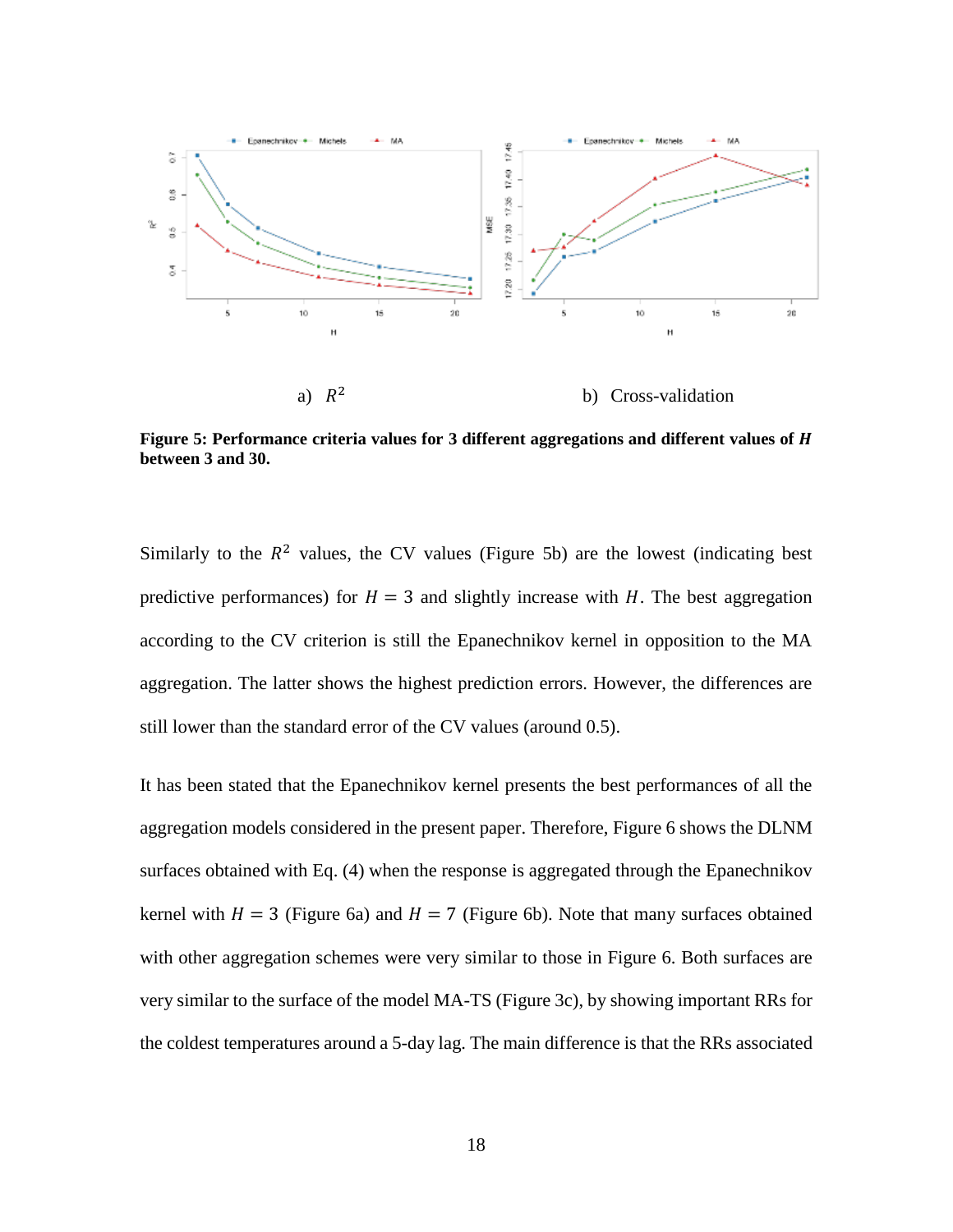a) $R^2$ b) Cross-validation

**Figure 5: Performance criteria values for 3 different aggregations and different values of *H* between 3 and 30.**

Similarly to the $R^2$ values, the CV values (Figure 5b) are the lowest (indicating best predictive performances) for $H = 3$ and slightly increase with $H$. The best aggregation according to the CV criterion is still the Epanechnikov kernel in opposition to the MA aggregation. The latter shows the highest prediction errors. However, the differences are still lower than the standard error of the CV values (around 0.5).

It has been stated that the Epanechnikov kernel presents the best performances of all the aggregation models considered in the present paper. Therefore, Figure 6 shows the DLNM surfaces obtained with Eq. (4) when the response is aggregated through the Epanechnikov kernel with $H = 3$ (Figure 6a) and $H = 7$ (Figure 6b). Note that many surfaces obtained with other aggregation schemes were very similar to those in Figure 6. Both surfaces are very similar to the surface of the model MA-TS (Figure 3c), by showing important RRs for the coldest temperatures around a 5-day lag. The main difference is that the RRs associated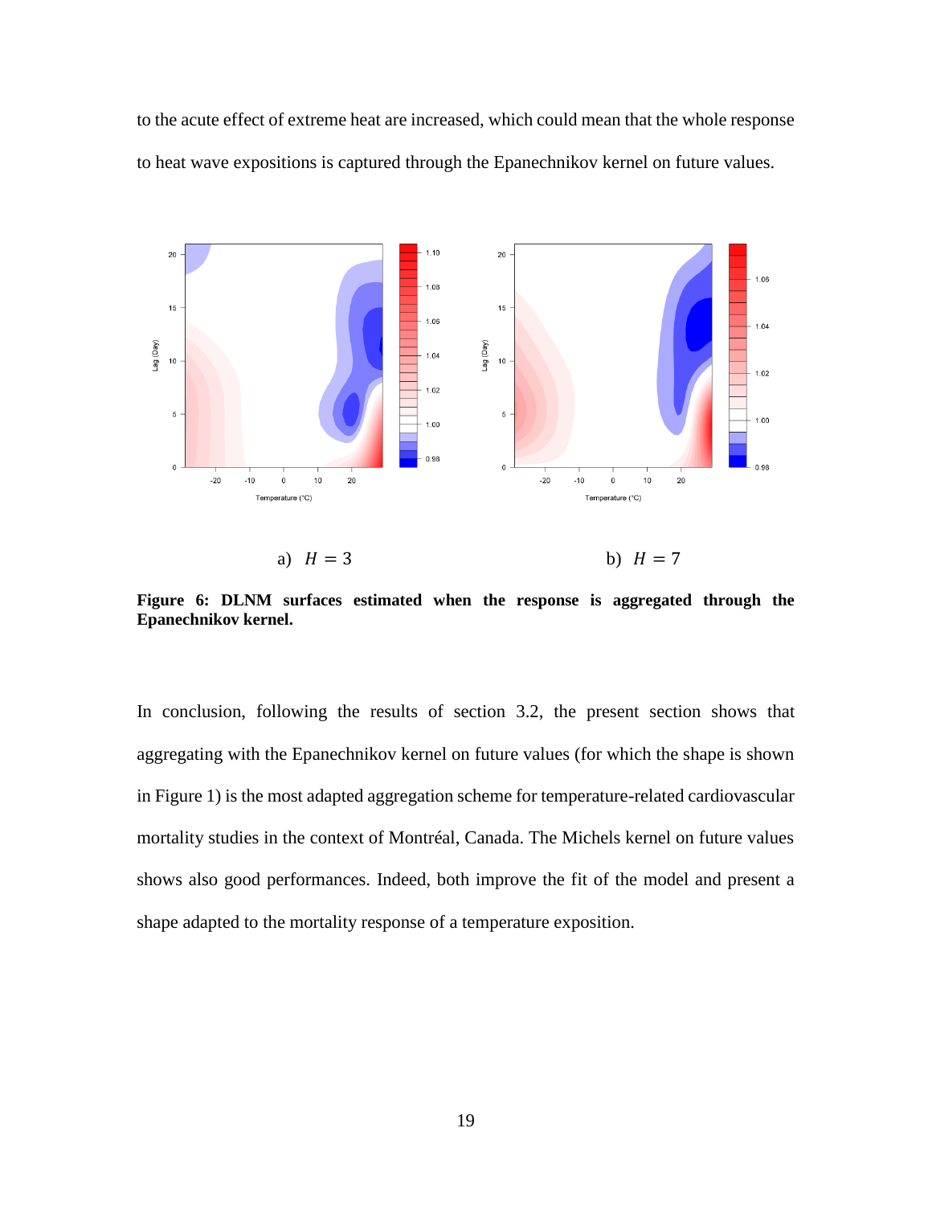to the acute effect of extreme heat are increased, which could mean that the whole response to heat wave expositions is captured through the Epanechnikov kernel on future values.

a) $H = 3$ b) $H = 7$

**Figure 6: DLNM surfaces estimated when the response is aggregated through the Epanechnikov kernel.**

In conclusion, following the results of section 3.2, the present section shows that aggregating with the Epanechnikov kernel on future values (for which the shape is shown in Figure 1) is the most adapted aggregation scheme for temperature-related cardiovascular mortality studies in the context of Montréal, Canada. The Michels kernel on future values shows also good performances. Indeed, both improve the fit of the model and present a shape adapted to the mortality response of a temperature exposition.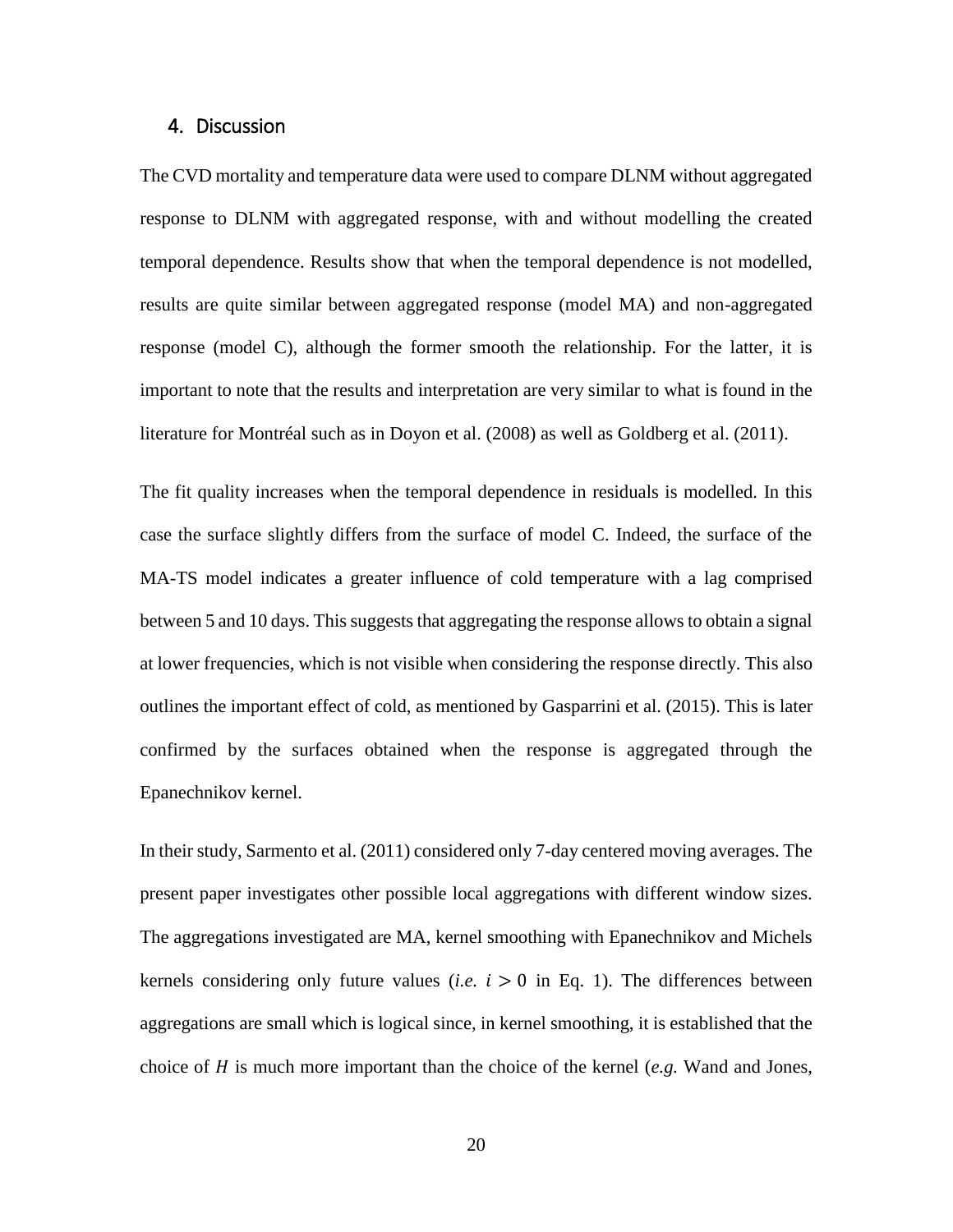## 4. Discussion

The CVD mortality and temperature data were used to compare DLNM without aggregated response to DLNM with aggregated response, with and without modelling the created temporal dependence. Results show that when the temporal dependence is not modelled, results are quite similar between aggregated response (model MA) and non-aggregated response (model C), although the former smooth the relationship. For the latter, it is important to note that the results and interpretation are very similar to what is found in the literature for Montréal such as in Doyon et al. (2008) as well as Goldberg et al. (2011).

The fit quality increases when the temporal dependence in residuals is modelled. In this case the surface slightly differs from the surface of model C. Indeed, the surface of the MA-TS model indicates a greater influence of cold temperature with a lag comprised between 5 and 10 days. This suggests that aggregating the response allows to obtain a signal at lower frequencies, which is not visible when considering the response directly. This also outlines the important effect of cold, as mentioned by Gasparrini et al. (2015). This is later confirmed by the surfaces obtained when the response is aggregated through the Epanechnikov kernel.

In their study, Sarmento et al. (2011) considered only 7-day centered moving averages. The present paper investigates other possible local aggregations with different window sizes. The aggregations investigated are MA, kernel smoothing with Epanechnikov and Michels kernels considering only future values (*i.e.* $i > 0$ in Eq. 1). The differences between aggregations are small which is logical since, in kernel smoothing, it is established that the choice of $H$ is much more important than the choice of the kernel (*e.g.* Wand and Jones,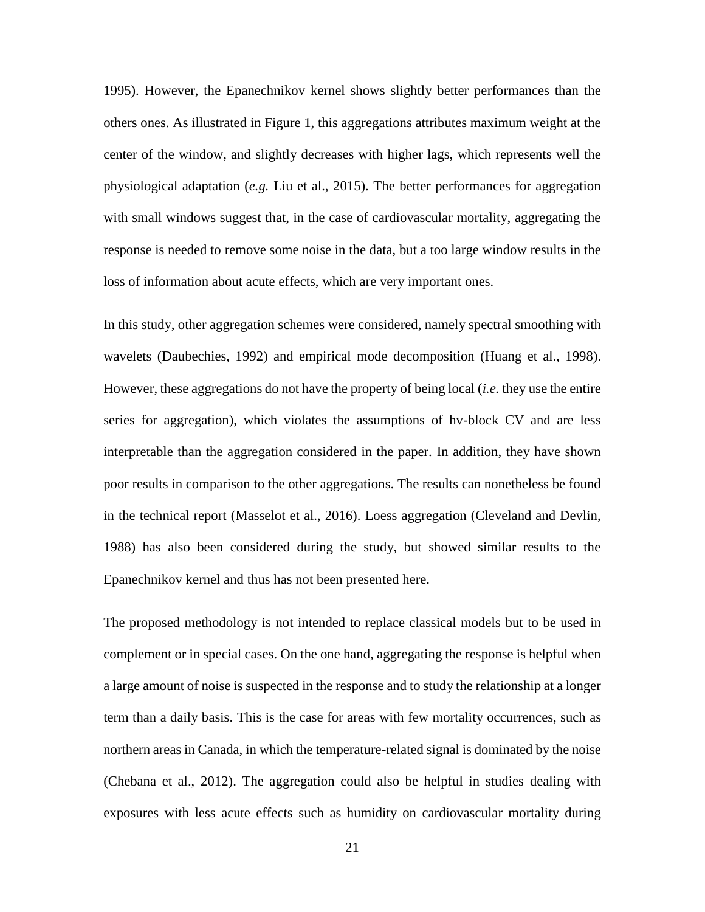1995). However, the Epanechnikov kernel shows slightly better performances than the others ones. As illustrated in Figure 1, this aggregations attributes maximum weight at the center of the window, and slightly decreases with higher lags, which represents well the physiological adaptation (*e.g.* Liu et al., 2015). The better performances for aggregation with small windows suggest that, in the case of cardiovascular mortality, aggregating the response is needed to remove some noise in the data, but a too large window results in the loss of information about acute effects, which are very important ones.

In this study, other aggregation schemes were considered, namely spectral smoothing with wavelets (Daubechies, 1992) and empirical mode decomposition (Huang et al., 1998). However, these aggregations do not have the property of being local (*i.e.* they use the entire series for aggregation), which violates the assumptions of hv-block CV and are less interpretable than the aggregation considered in the paper. In addition, they have shown poor results in comparison to the other aggregations. The results can nonetheless be found in the technical report (Masselot et al., 2016). Loess aggregation (Cleveland and Devlin, 1988) has also been considered during the study, but showed similar results to the Epanechnikov kernel and thus has not been presented here.

The proposed methodology is not intended to replace classical models but to be used in complement or in special cases. On the one hand, aggregating the response is helpful when a large amount of noise is suspected in the response and to study the relationship at a longer term than a daily basis. This is the case for areas with few mortality occurrences, such as northern areas in Canada, in which the temperature-related signal is dominated by the noise (Chebana et al., 2012). The aggregation could also be helpful in studies dealing with exposures with less acute effects such as humidity on cardiovascular mortality during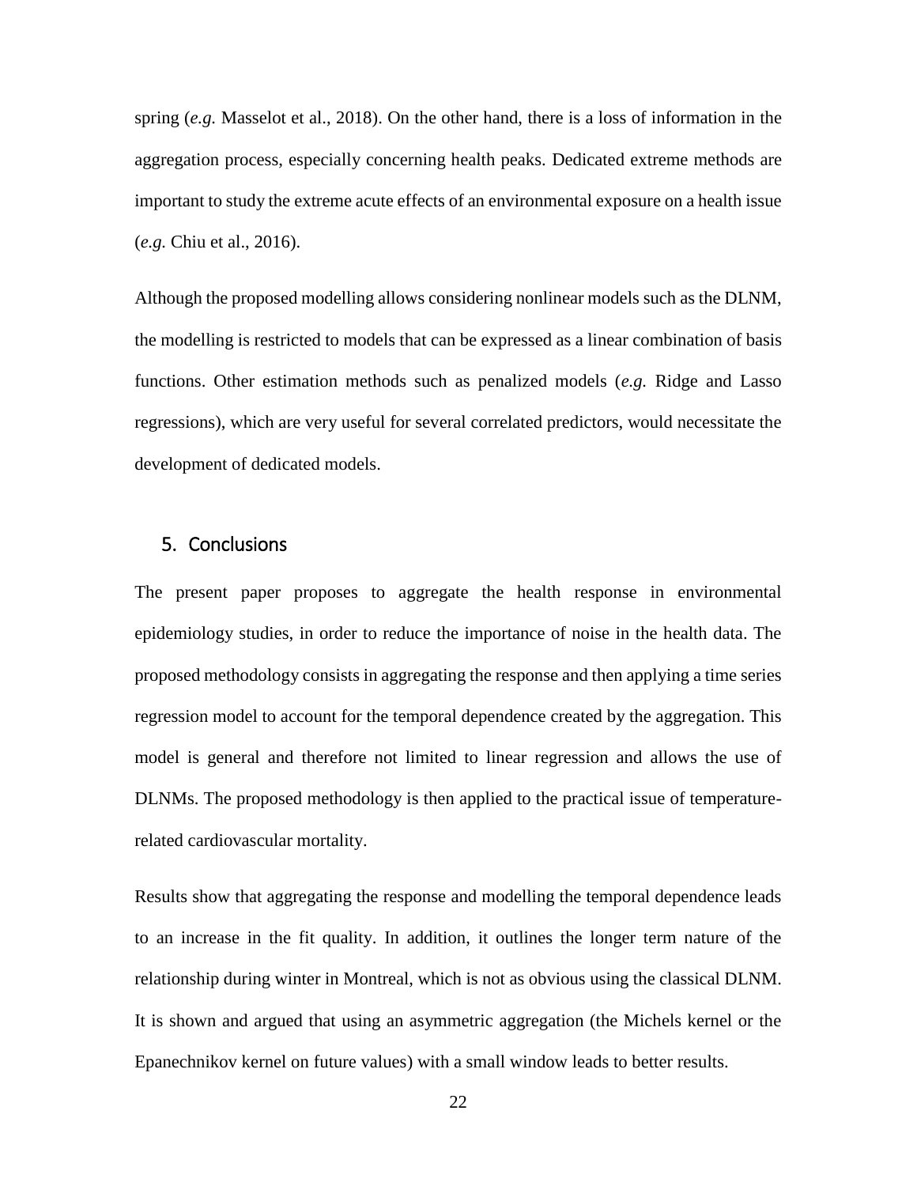spring (*e.g.* Masselot et al., 2018). On the other hand, there is a loss of information in the aggregation process, especially concerning health peaks. Dedicated extreme methods are important to study the extreme acute effects of an environmental exposure on a health issue (*e.g.* Chiu et al., 2016).

Although the proposed modelling allows considering nonlinear models such as the DLNM, the modelling is restricted to models that can be expressed as a linear combination of basis functions. Other estimation methods such as penalized models (*e.g.* Ridge and Lasso regressions), which are very useful for several correlated predictors, would necessitate the development of dedicated models.

## 5. Conclusions

The present paper proposes to aggregate the health response in environmental epidemiology studies, in order to reduce the importance of noise in the health data. The proposed methodology consists in aggregating the response and then applying a time series regression model to account for the temporal dependence created by the aggregation. This model is general and therefore not limited to linear regression and allows the use of DLNMs. The proposed methodology is then applied to the practical issue of temperature-related cardiovascular mortality.

Results show that aggregating the response and modelling the temporal dependence leads to an increase in the fit quality. In addition, it outlines the longer term nature of the relationship during winter in Montreal, which is not as obvious using the classical DLNM. It is shown and argued that using an asymmetric aggregation (the Michels kernel or the Epanechnikov kernel on future values) with a small window leads to better results.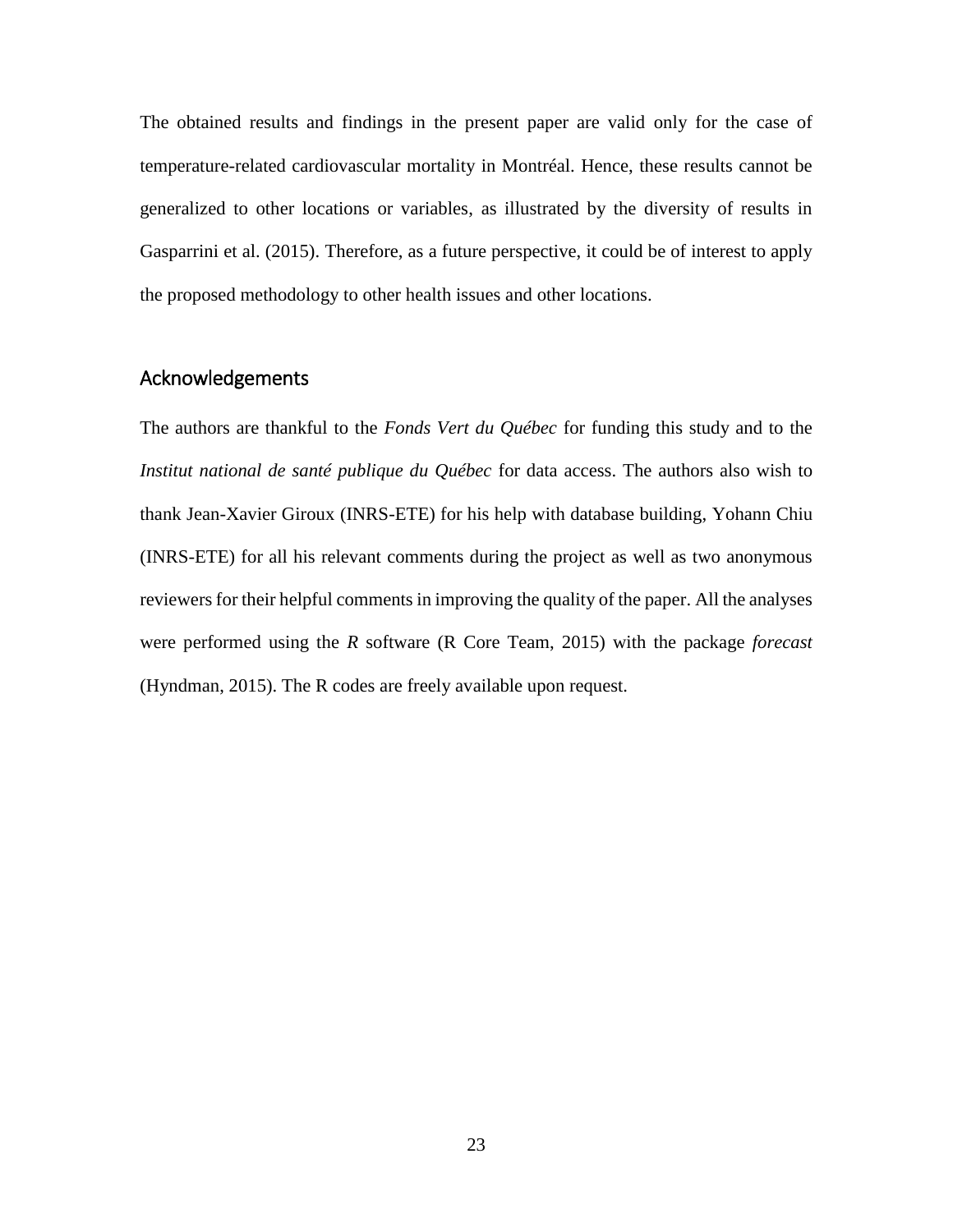The obtained results and findings in the present paper are valid only for the case of temperature-related cardiovascular mortality in Montréal. Hence, these results cannot be generalized to other locations or variables, as illustrated by the diversity of results in Gasparrini et al. (2015). Therefore, as a future perspective, it could be of interest to apply the proposed methodology to other health issues and other locations.

## Acknowledgements

The authors are thankful to the *Fonds Vert du Québec* for funding this study and to the *Institut national de santé publique du Québec* for data access. The authors also wish to thank Jean-Xavier Giroux (INRS-ETE) for his help with database building, Yohann Chiu (INRS-ETE) for all his relevant comments during the project as well as two anonymous reviewers for their helpful comments in improving the quality of the paper. All the analyses were performed using the *R* software (R Core Team, 2015) with the package *forecast* (Hyndman, 2015). The R codes are freely available upon request.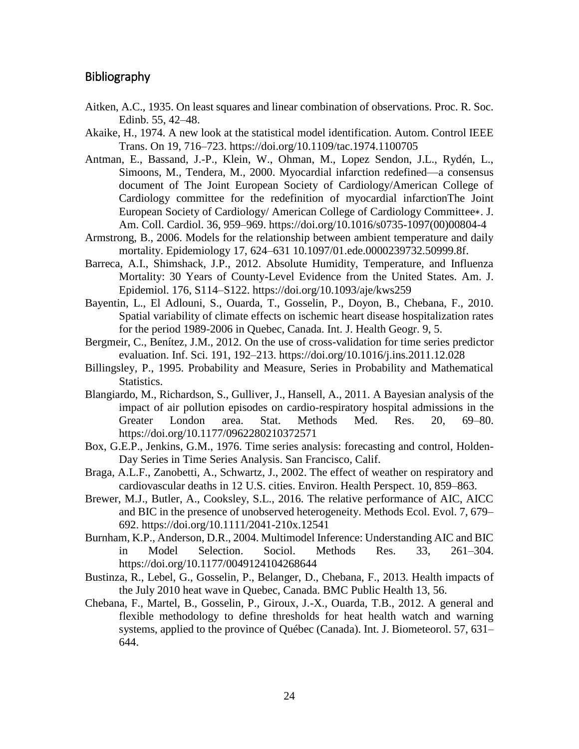## Bibliography

Aitken, A.C., 1935. On least squares and linear combination of observations. Proc. R. Soc. Edinb. 55, 42–48.

Akaike, H., 1974. A new look at the statistical model identification. Autom. Control IEEE Trans. On 19, 716–723. https://doi.org/10.1109/tac.1974.1100705

Antman, E., Bassand, J.-P., Klein, W., Ohman, M., Lopez Sendon, J.L., Rydén, L., Simoons, M., Tendera, M., 2000. Myocardial infarction redefined—a consensus document of The Joint European Society of Cardiology/American College of Cardiology committee for the redefinition of myocardial infarctionThe Joint European Society of Cardiology/ American College of Cardiology Committee∗. J. Am. Coll. Cardiol. 36, 959–969. https://doi.org/10.1016/s0735-1097(00)00804-4

Armstrong, B., 2006. Models for the relationship between ambient temperature and daily mortality. Epidemiology 17, 624–631 10.1097/01.ede.0000239732.50999.8f.

Barreca, A.I., Shimshack, J.P., 2012. Absolute Humidity, Temperature, and Influenza Mortality: 30 Years of County-Level Evidence from the United States. Am. J. Epidemiol. 176, S114–S122. https://doi.org/10.1093/aje/kws259

Bayentin, L., El Adlouni, S., Ouarda, T., Gosselin, P., Doyon, B., Chebana, F., 2010. Spatial variability of climate effects on ischemic heart disease hospitalization rates for the period 1989-2006 in Quebec, Canada. Int. J. Health Geogr. 9, 5.

Bergmeir, C., Benítez, J.M., 2012. On the use of cross-validation for time series predictor evaluation. Inf. Sci. 191, 192–213. https://doi.org/10.1016/j.ins.2011.12.028

Billingsley, P., 1995. Probability and Measure, Series in Probability and Mathematical Statistics.

Blangiardo, M., Richardson, S., Gulliver, J., Hansell, A., 2011. A Bayesian analysis of the impact of air pollution episodes on cardio-respiratory hospital admissions in the Greater London area. Stat. Methods Med. Res. 20, 69–80. https://doi.org/10.1177/0962280210372571

Box, G.E.P., Jenkins, G.M., 1976. Time series analysis: forecasting and control, Holden-Day Series in Time Series Analysis. San Francisco, Calif.

Braga, A.L.F., Zanobetti, A., Schwartz, J., 2002. The effect of weather on respiratory and cardiovascular deaths in 12 U.S. cities. Environ. Health Perspect. 10, 859–863.

Brewer, M.J., Butler, A., Cooksley, S.L., 2016. The relative performance of AIC, AICC and BIC in the presence of unobserved heterogeneity. Methods Ecol. Evol. 7, 679–692. https://doi.org/10.1111/2041-210x.12541

Burnham, K.P., Anderson, D.R., 2004. Multimodel Inference: Understanding AIC and BIC in Model Selection. Sociol. Methods Res. 33, 261–304. https://doi.org/10.1177/0049124104268644

Bustinza, R., Lebel, G., Gosselin, P., Belanger, D., Chebana, F., 2013. Health impacts of the July 2010 heat wave in Quebec, Canada. BMC Public Health 13, 56.

Chebana, F., Martel, B., Gosselin, P., Giroux, J.-X., Ouarda, T.B., 2012. A general and flexible methodology to define thresholds for heat health watch and warning systems, applied to the province of Québec (Canada). Int. J. Biometeorol. 57, 631–644.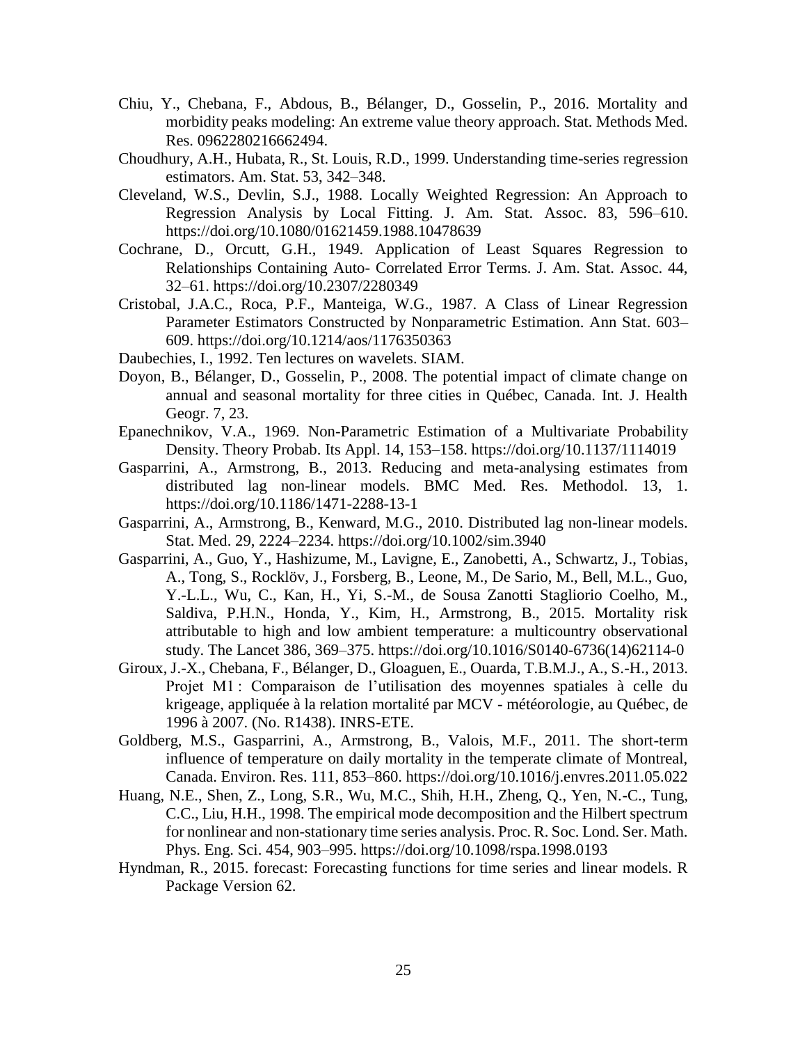Chiu, Y., Chebana, F., Abdous, B., Bélanger, D., Gosselin, P., 2016. Mortality and morbidity peaks modeling: An extreme value theory approach. Stat. Methods Med. Res. 0962280216662494.

Choudhury, A.H., Hubata, R., St. Louis, R.D., 1999. Understanding time-series regression estimators. Am. Stat. 53, 342–348.

Cleveland, W.S., Devlin, S.J., 1988. Locally Weighted Regression: An Approach to Regression Analysis by Local Fitting. J. Am. Stat. Assoc. 83, 596–610. https://doi.org/10.1080/01621459.1988.10478639

Cochrane, D., Orcutt, G.H., 1949. Application of Least Squares Regression to Relationships Containing Auto- Correlated Error Terms. J. Am. Stat. Assoc. 44, 32–61. https://doi.org/10.2307/2280349

Cristobal, J.A.C., Roca, P.F., Manteiga, W.G., 1987. A Class of Linear Regression Parameter Estimators Constructed by Nonparametric Estimation. Ann Stat. 603–609. https://doi.org/10.1214/aos/1176350363

Daubechies, I., 1992. Ten lectures on wavelets. SIAM.

Doyon, B., Bélanger, D., Gosselin, P., 2008. The potential impact of climate change on annual and seasonal mortality for three cities in Québec, Canada. Int. J. Health Geogr. 7, 23.

Epanechnikov, V.A., 1969. Non-Parametric Estimation of a Multivariate Probability Density. Theory Probab. Its Appl. 14, 153–158. https://doi.org/10.1137/1114019

Gasparrini, A., Armstrong, B., 2013. Reducing and meta-analysing estimates from distributed lag non-linear models. BMC Med. Res. Methodol. 13, 1. https://doi.org/10.1186/1471-2288-13-1

Gasparrini, A., Armstrong, B., Kenward, M.G., 2010. Distributed lag non-linear models. Stat. Med. 29, 2224–2234. https://doi.org/10.1002/sim.3940

Gasparrini, A., Guo, Y., Hashizume, M., Lavigne, E., Zanobetti, A., Schwartz, J., Tobias, A., Tong, S., Rocklöv, J., Forsberg, B., Leone, M., De Sario, M., Bell, M.L., Guo, Y.-L.L., Wu, C., Kan, H., Yi, S.-M., de Sousa Zanotti Stagliorio Coelho, M., Saldiva, P.H.N., Honda, Y., Kim, H., Armstrong, B., 2015. Mortality risk attributable to high and low ambient temperature: a multicountry observational study. The Lancet 386, 369–375. https://doi.org/10.1016/S0140-6736(14)62114-0

Giroux, J.-X., Chebana, F., Bélanger, D., Gloaguen, E., Ouarda, T.B.M.J., A., S.-H., 2013. Projet M1 : Comparaison de l'utilisation des moyennes spatiales à celle du krigeage, appliquée à la relation mortalité par MCV - météorologie, au Québec, de 1996 à 2007. (No. R1438). INRS-ETE.

Goldberg, M.S., Gasparrini, A., Armstrong, B., Valois, M.F., 2011. The short-term influence of temperature on daily mortality in the temperate climate of Montreal, Canada. Environ. Res. 111, 853–860. https://doi.org/10.1016/j.envres.2011.05.022

Huang, N.E., Shen, Z., Long, S.R., Wu, M.C., Shih, H.H., Zheng, Q., Yen, N.-C., Tung, C.C., Liu, H.H., 1998. The empirical mode decomposition and the Hilbert spectrum for nonlinear and non-stationary time series analysis. Proc. R. Soc. Lond. Ser. Math. Phys. Eng. Sci. 454, 903–995. https://doi.org/10.1098/rspa.1998.0193

Hyndman, R., 2015. forecast: Forecasting functions for time series and linear models. R Package Version 62.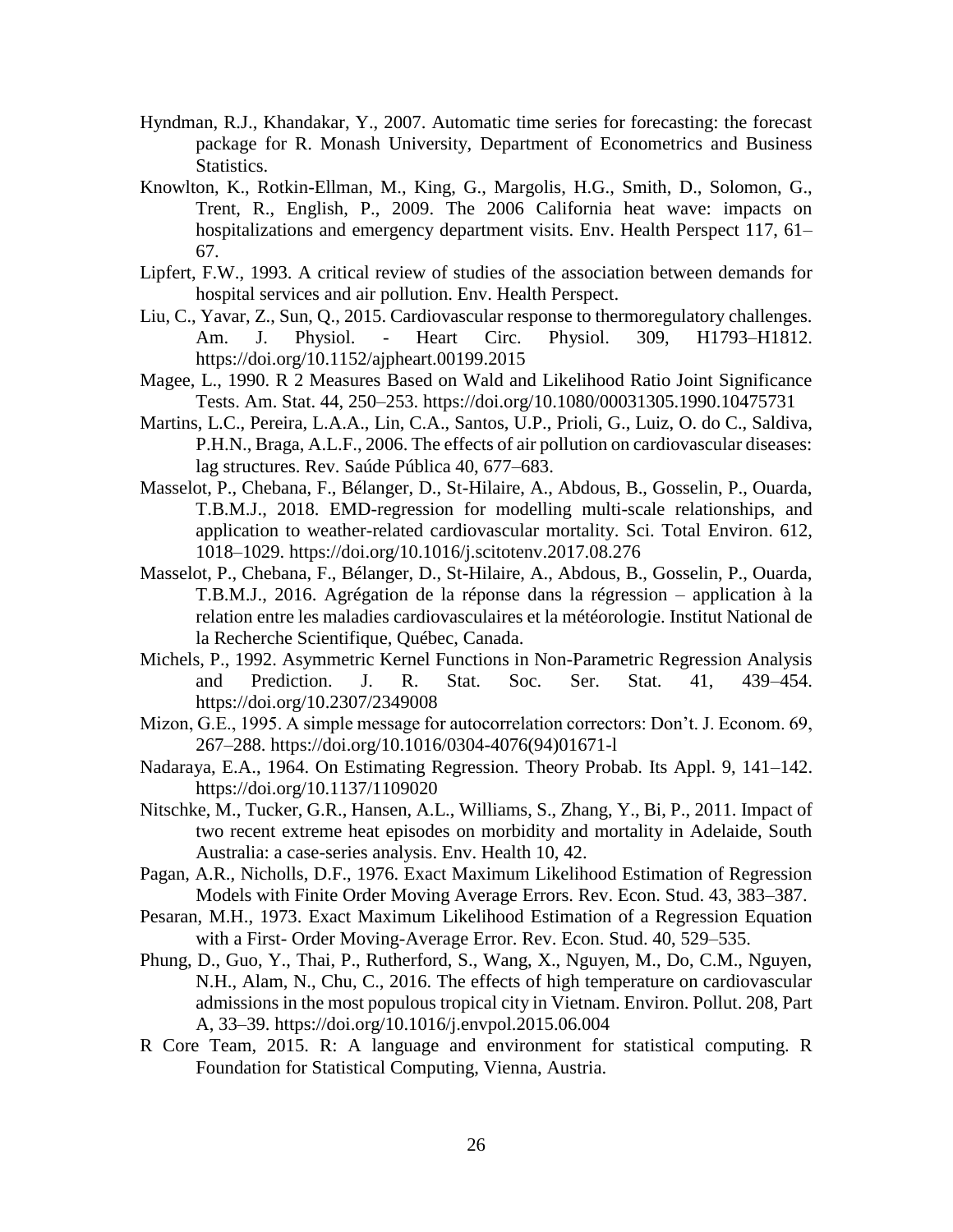Hyndman, R.J., Khandakar, Y., 2007. Automatic time series for forecasting: the forecast package for R. Monash University, Department of Econometrics and Business Statistics.

Knowlton, K., Rotkin-Ellman, M., King, G., Margolis, H.G., Smith, D., Solomon, G., Trent, R., English, P., 2009. The 2006 California heat wave: impacts on hospitalizations and emergency department visits. Env. Health Perspect 117, 61–67.

Lipfert, F.W., 1993. A critical review of studies of the association between demands for hospital services and air pollution. Env. Health Perspect.

Liu, C., Yavar, Z., Sun, Q., 2015. Cardiovascular response to thermoregulatory challenges. Am. J. Physiol. - Heart Circ. Physiol. 309, H1793–H1812. https://doi.org/10.1152/ajpheart.00199.2015

Magee, L., 1990. R 2 Measures Based on Wald and Likelihood Ratio Joint Significance Tests. Am. Stat. 44, 250–253. https://doi.org/10.1080/00031305.1990.10475731

Martins, L.C., Pereira, L.A.A., Lin, C.A., Santos, U.P., Prioli, G., Luiz, O. do C., Saldiva, P.H.N., Braga, A.L.F., 2006. The effects of air pollution on cardiovascular diseases: lag structures. Rev. Saúde Pública 40, 677–683.

Masselot, P., Chebana, F., Bélanger, D., St-Hilaire, A., Abdous, B., Gosselin, P., Ouarda, T.B.M.J., 2018. EMD-regression for modelling multi-scale relationships, and application to weather-related cardiovascular mortality. Sci. Total Environ. 612, 1018–1029. https://doi.org/10.1016/j.scitotenv.2017.08.276

Masselot, P., Chebana, F., Bélanger, D., St-Hilaire, A., Abdous, B., Gosselin, P., Ouarda, T.B.M.J., 2016. Agrégation de la réponse dans la régression – application à la relation entre les maladies cardiovasculaires et la météorologie. Institut National de la Recherche Scientifique, Québec, Canada.

Michels, P., 1992. Asymmetric Kernel Functions in Non-Parametric Regression Analysis and Prediction. J. R. Stat. Soc. Ser. Stat. 41, 439–454. https://doi.org/10.2307/2349008

Mizon, G.E., 1995. A simple message for autocorrelation correctors: Don't. J. Econom. 69, 267–288. https://doi.org/10.1016/0304-4076(94)01671-l

Nadaraya, E.A., 1964. On Estimating Regression. Theory Probab. Its Appl. 9, 141–142. https://doi.org/10.1137/1109020

Nitschke, M., Tucker, G.R., Hansen, A.L., Williams, S., Zhang, Y., Bi, P., 2011. Impact of two recent extreme heat episodes on morbidity and mortality in Adelaide, South Australia: a case-series analysis. Env. Health 10, 42.

Pagan, A.R., Nicholls, D.F., 1976. Exact Maximum Likelihood Estimation of Regression Models with Finite Order Moving Average Errors. Rev. Econ. Stud. 43, 383–387.

Pesaran, M.H., 1973. Exact Maximum Likelihood Estimation of a Regression Equation with a First- Order Moving-Average Error. Rev. Econ. Stud. 40, 529–535.

Phung, D., Guo, Y., Thai, P., Rutherford, S., Wang, X., Nguyen, M., Do, C.M., Nguyen, N.H., Alam, N., Chu, C., 2016. The effects of high temperature on cardiovascular admissions in the most populous tropical city in Vietnam. Environ. Pollut. 208, Part A, 33–39. https://doi.org/10.1016/j.envpol.2015.06.004

R Core Team, 2015. R: A language and environment for statistical computing. R Foundation for Statistical Computing, Vienna, Austria.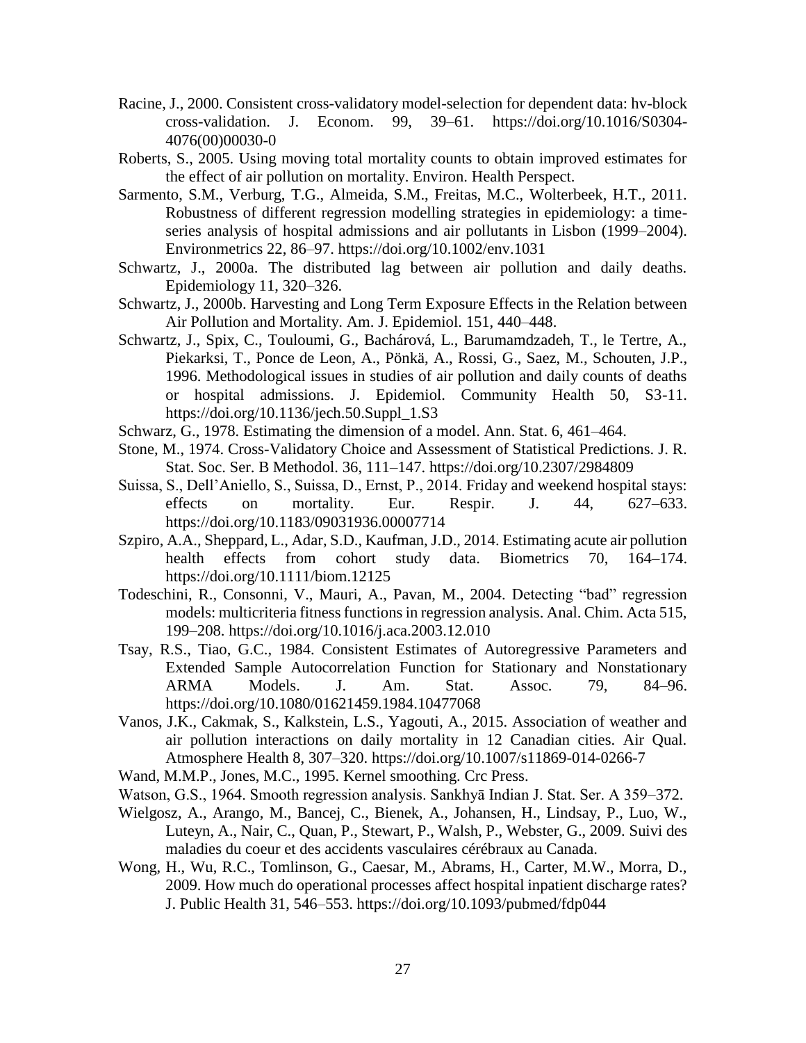Racine, J., 2000. Consistent cross-validatory model-selection for dependent data: hv-block cross-validation. J. Econom. 99, 39–61. https://doi.org/10.1016/S0304-4076(00)00030-0

Roberts, S., 2005. Using moving total mortality counts to obtain improved estimates for the effect of air pollution on mortality. Environ. Health Perspect.

Sarmento, S.M., Verburg, T.G., Almeida, S.M., Freitas, M.C., Wolterbeek, H.T., 2011. Robustness of different regression modelling strategies in epidemiology: a time-series analysis of hospital admissions and air pollutants in Lisbon (1999–2004). Environmetrics 22, 86–97. https://doi.org/10.1002/env.1031

Schwartz, J., 2000a. The distributed lag between air pollution and daily deaths. Epidemiology 11, 320–326.

Schwartz, J., 2000b. Harvesting and Long Term Exposure Effects in the Relation between Air Pollution and Mortality. Am. J. Epidemiol. 151, 440–448.

Schwartz, J., Spix, C., Touloumi, G., Bachárová, L., Barumamdzadeh, T., le Tertre, A., Piekarksi, T., Ponce de Leon, A., Pönkä, A., Rossi, G., Saez, M., Schouten, J.P., 1996. Methodological issues in studies of air pollution and daily counts of deaths or hospital admissions. J. Epidemiol. Community Health 50, S3-11. https://doi.org/10.1136/jech.50.Suppl_1.S3

Schwarz, G., 1978. Estimating the dimension of a model. Ann. Stat. 6, 461–464.

Stone, M., 1974. Cross-Validatory Choice and Assessment of Statistical Predictions. J. R. Stat. Soc. Ser. B Methodol. 36, 111–147. https://doi.org/10.2307/2984809

Suissa, S., Dell'Aniello, S., Suissa, D., Ernst, P., 2014. Friday and weekend hospital stays: effects on mortality. Eur. Respir. J. 44, 627–633. https://doi.org/10.1183/09031936.00007714

Szpiro, A.A., Sheppard, L., Adar, S.D., Kaufman, J.D., 2014. Estimating acute air pollution health effects from cohort study data. Biometrics 70, 164–174. https://doi.org/10.1111/biom.12125

Todeschini, R., Consonni, V., Mauri, A., Pavan, M., 2004. Detecting "bad" regression models: multicriteria fitness functions in regression analysis. Anal. Chim. Acta 515, 199–208. https://doi.org/10.1016/j.aca.2003.12.010

Tsay, R.S., Tiao, G.C., 1984. Consistent Estimates of Autoregressive Parameters and Extended Sample Autocorrelation Function for Stationary and Nonstationary ARMA Models. J. Am. Stat. Assoc. 79, 84–96. https://doi.org/10.1080/01621459.1984.10477068

Vanos, J.K., Cakmak, S., Kalkstein, L.S., Yagouti, A., 2015. Association of weather and air pollution interactions on daily mortality in 12 Canadian cities. Air Qual. Atmosphere Health 8, 307–320. https://doi.org/10.1007/s11869-014-0266-7

Wand, M.M.P., Jones, M.C., 1995. Kernel smoothing. Crc Press.

Watson, G.S., 1964. Smooth regression analysis. Sankhyā Indian J. Stat. Ser. A 359–372.

Wielgosz, A., Arango, M., Bancej, C., Bienek, A., Johansen, H., Lindsay, P., Luo, W., Luteyn, A., Nair, C., Quan, P., Stewart, P., Walsh, P., Webster, G., 2009. Suivi des maladies du coeur et des accidents vasculaires cérébraux au Canada.

Wong, H., Wu, R.C., Tomlinson, G., Caesar, M., Abrams, H., Carter, M.W., Morra, D., 2009. How much do operational processes affect hospital inpatient discharge rates? J. Public Health 31, 546–553. https://doi.org/10.1093/pubmed/fdp044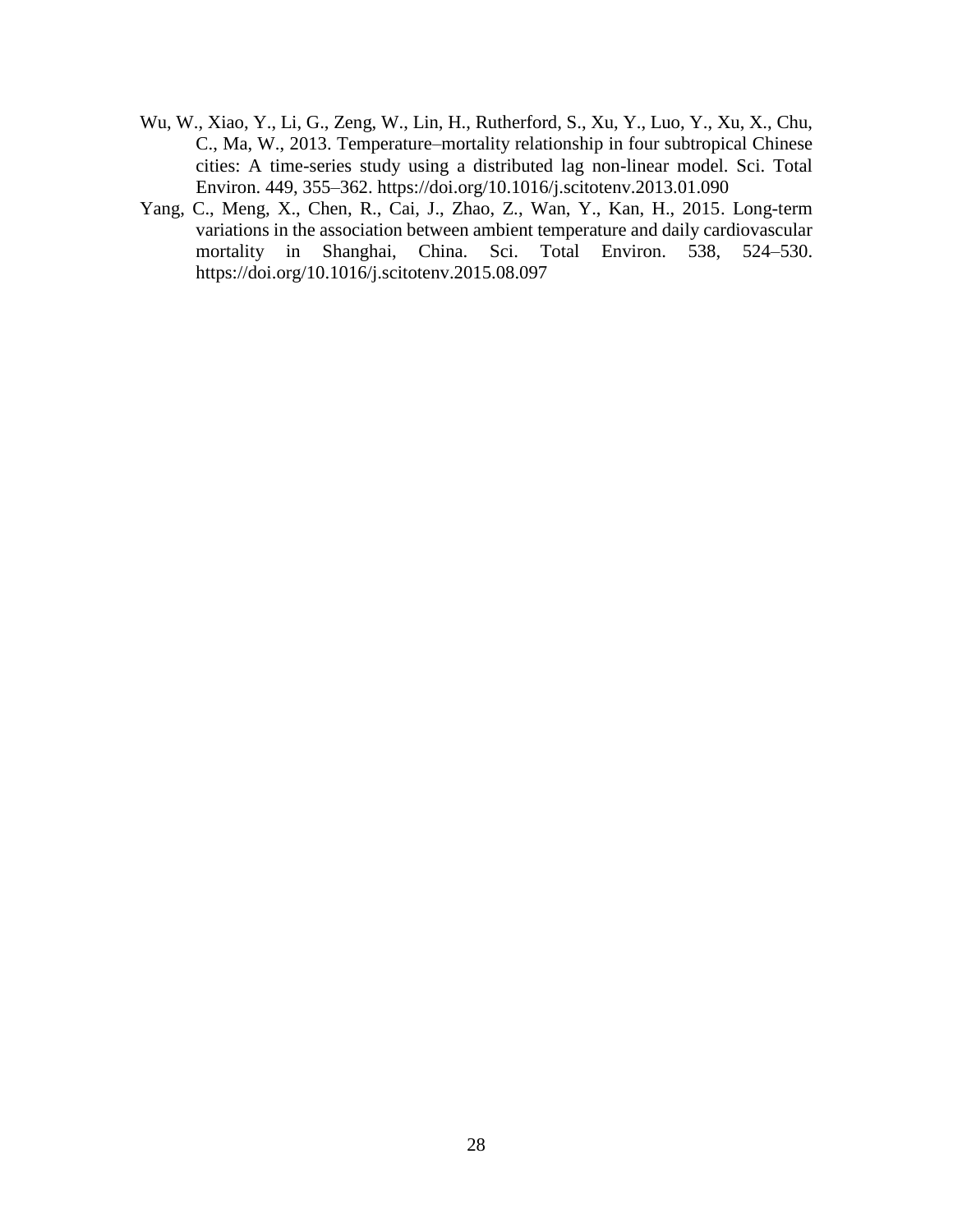Wu, W., Xiao, Y., Li, G., Zeng, W., Lin, H., Rutherford, S., Xu, Y., Luo, Y., Xu, X., Chu, C., Ma, W., 2013. Temperature–mortality relationship in four subtropical Chinese cities: A time-series study using a distributed lag non-linear model. Sci. Total Environ. 449, 355–362. https://doi.org/10.1016/j.scitotenv.2013.01.090

Yang, C., Meng, X., Chen, R., Cai, J., Zhao, Z., Wan, Y., Kan, H., 2015. Long-term variations in the association between ambient temperature and daily cardiovascular mortality in Shanghai, China. Sci. Total Environ. 538, 524–530. https://doi.org/10.1016/j.scitotenv.2015.08.097